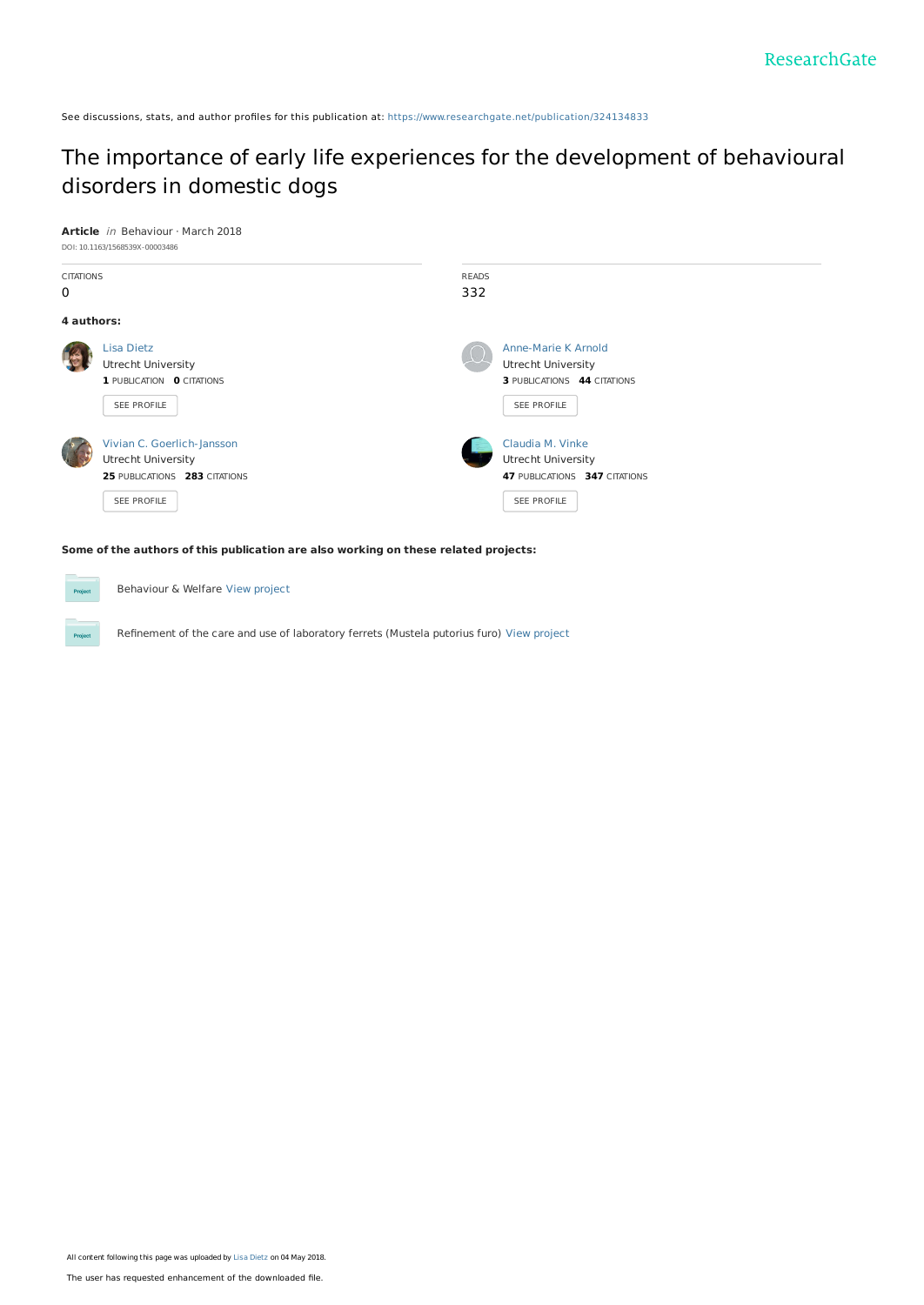See discussions, stats, and author profiles for this publication at: https://www.researchgate.net/publication/324134833

# The importance of early life experiences for the development of behavioural disorders in domestic dogs

**Article** *in* Behaviour · March 2018

DOI: 10.1163/1568539X-00003486

CITATIONS
0

READS
332

**4 authors:**

Lisa Dietz
Utrecht University
**1** PUBLICATION **0** CITATIONS
SEE PROFILE

Anne-Marie K Arnold
Utrecht University
**3** PUBLICATIONS **44** CITATIONS
SEE PROFILE

Vivian C. Goerlich-Jansson
Utrecht University
**25** PUBLICATIONS **283** CITATIONS
SEE PROFILE

Claudia M. Vinke
Utrecht University
**47** PUBLICATIONS **347** CITATIONS
SEE PROFILE

**Some of the authors of this publication are also working on these related projects:**

Behaviour & Welfare View project

Refinement of the care and use of laboratory ferrets (Mustela putorius furo) View project

All content following this page was uploaded by Lisa Dietz on 04 May 2018.

The user has requested enhancement of the downloaded file.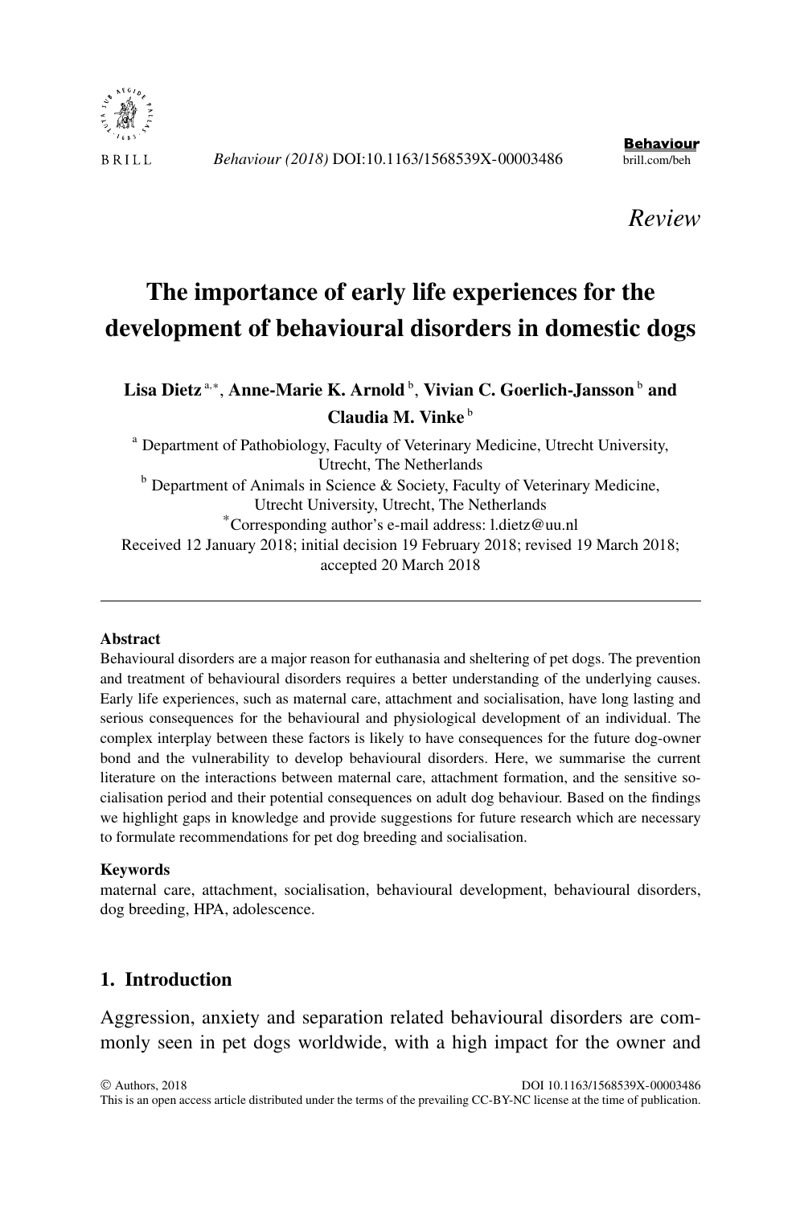*Review*

# The importance of early life experiences for the development of behavioural disorders in domestic dogs

**Lisa Dietz** [a,*], **Anne-Marie K. Arnold** [b], **Vivian C. Goerlich-Jansson** [b] **and Claudia M. Vinke** [b]

[a] Department of Pathobiology, Faculty of Veterinary Medicine, Utrecht University, Utrecht, The Netherlands

[b] Department of Animals in Science & Society, Faculty of Veterinary Medicine, Utrecht University, Utrecht, The Netherlands

[*]Corresponding author's e-mail address: l.dietz@uu.nl

Received 12 January 2018; initial decision 19 February 2018; revised 19 March 2018; accepted 20 March 2018

---

**Abstract**

Behavioural disorders are a major reason for euthanasia and sheltering of pet dogs. The prevention and treatment of behavioural disorders requires a better understanding of the underlying causes. Early life experiences, such as maternal care, attachment and socialisation, have long lasting and serious consequences for the behavioural and physiological development of an individual. The complex interplay between these factors is likely to have consequences for the future dog-owner bond and the vulnerability to develop behavioural disorders. Here, we summarise the current literature on the interactions between maternal care, attachment formation, and the sensitive socialisation period and their potential consequences on adult dog behaviour. Based on the findings we highlight gaps in knowledge and provide suggestions for future research which are necessary to formulate recommendations for pet dog breeding and socialisation.

**Keywords**

maternal care, attachment, socialisation, behavioural development, behavioural disorders, dog breeding, HPA, adolescence.

## 1. Introduction

Aggression, anxiety and separation related behavioural disorders are commonly seen in pet dogs worldwide, with a high impact for the owner and

© Authors, 2018 DOI 10.1163/1568539X-00003486
This is an open access article distributed under the terms of the prevailing CC-BY-NC license at the time of publication.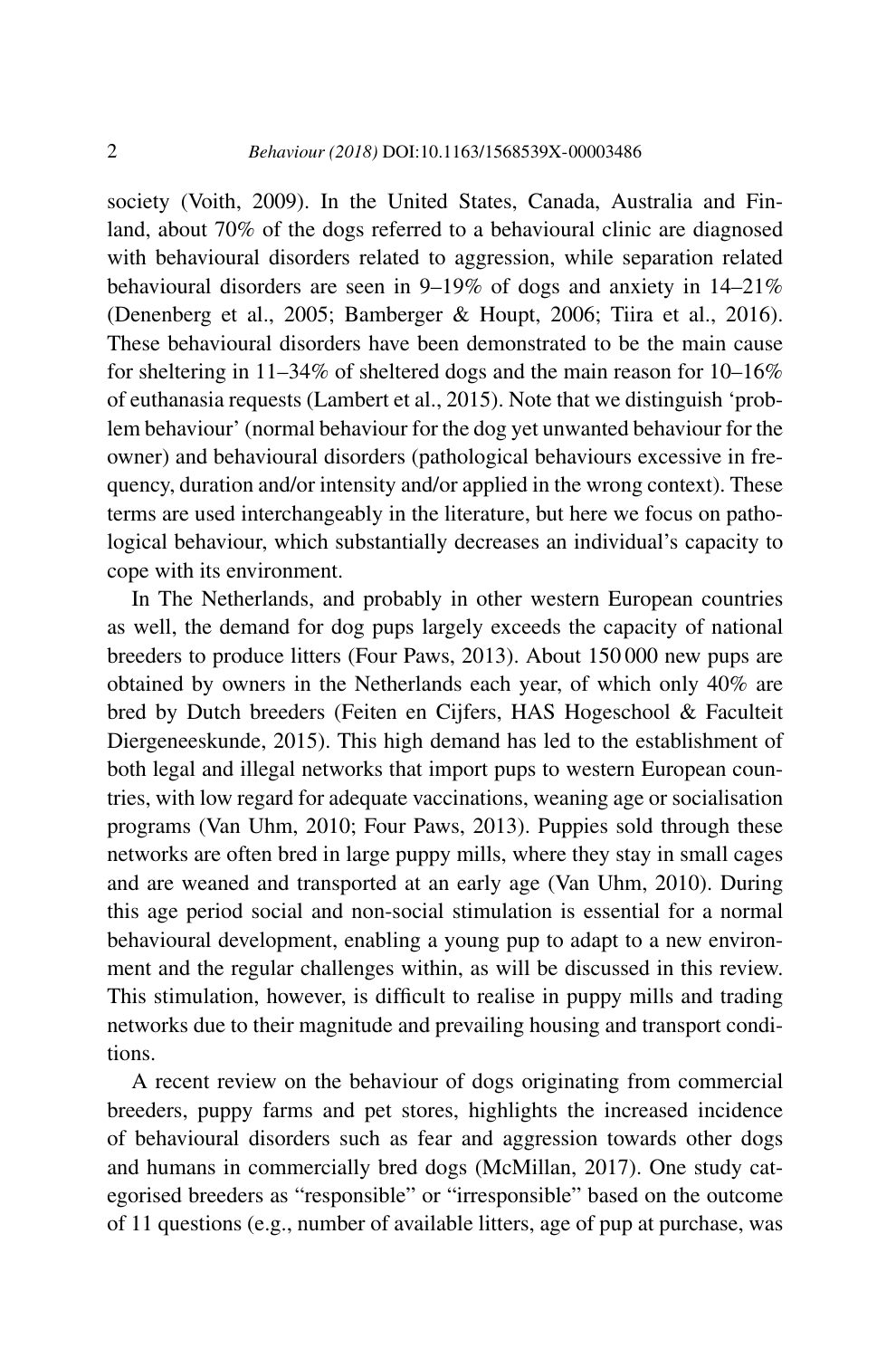society (Voith, 2009). In the United States, Canada, Australia and Finland, about 70% of the dogs referred to a behavioural clinic are diagnosed with behavioural disorders related to aggression, while separation related behavioural disorders are seen in 9–19% of dogs and anxiety in 14–21% (Denenberg et al., 2005; Bamberger & Houpt, 2006; Tiira et al., 2016). These behavioural disorders have been demonstrated to be the main cause for sheltering in 11–34% of sheltered dogs and the main reason for 10–16% of euthanasia requests (Lambert et al., 2015). Note that we distinguish 'problem behaviour' (normal behaviour for the dog yet unwanted behaviour for the owner) and behavioural disorders (pathological behaviours excessive in frequency, duration and/or intensity and/or applied in the wrong context). These terms are used interchangeably in the literature, but here we focus on pathological behaviour, which substantially decreases an individual's capacity to cope with its environment.

In The Netherlands, and probably in other western European countries as well, the demand for dog pups largely exceeds the capacity of national breeders to produce litters (Four Paws, 2013). About 150 000 new pups are obtained by owners in the Netherlands each year, of which only 40% are bred by Dutch breeders (Feiten en Cijfers, HAS Hogeschool & Faculteit Diergeneeskunde, 2015). This high demand has led to the establishment of both legal and illegal networks that import pups to western European countries, with low regard for adequate vaccinations, weaning age or socialisation programs (Van Uhm, 2010; Four Paws, 2013). Puppies sold through these networks are often bred in large puppy mills, where they stay in small cages and are weaned and transported at an early age (Van Uhm, 2010). During this age period social and non-social stimulation is essential for a normal behavioural development, enabling a young pup to adapt to a new environment and the regular challenges within, as will be discussed in this review. This stimulation, however, is difficult to realise in puppy mills and trading networks due to their magnitude and prevailing housing and transport conditions.

A recent review on the behaviour of dogs originating from commercial breeders, puppy farms and pet stores, highlights the increased incidence of behavioural disorders such as fear and aggression towards other dogs and humans in commercially bred dogs (McMillan, 2017). One study categorised breeders as "responsible" or "irresponsible" based on the outcome of 11 questions (e.g., number of available litters, age of pup at purchase, was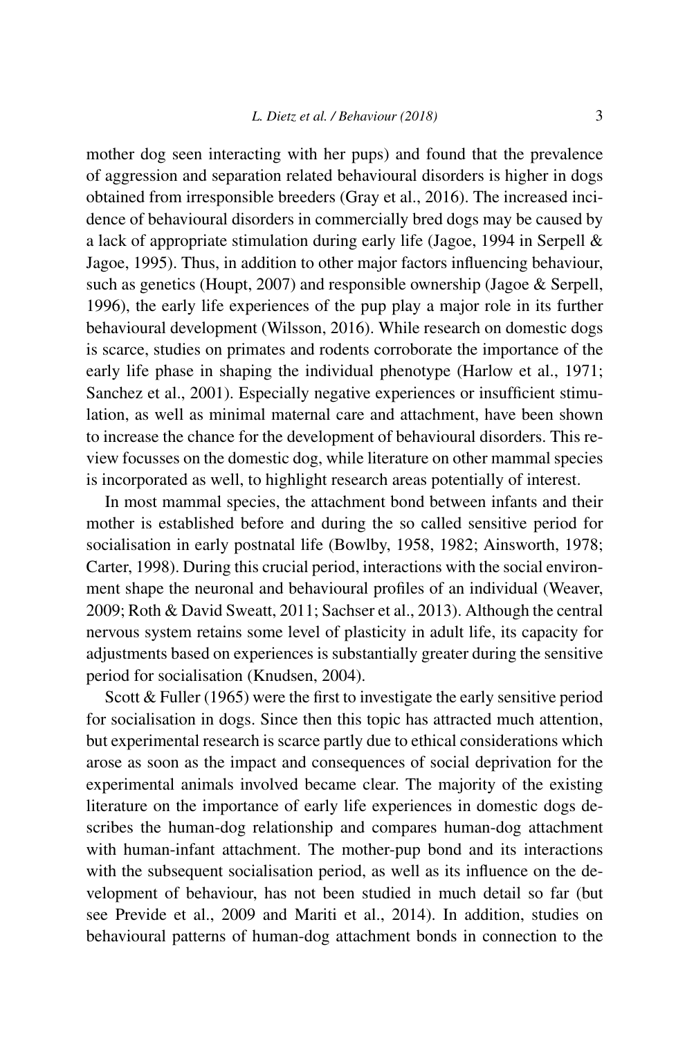mother dog seen interacting with her pups) and found that the prevalence of aggression and separation related behavioural disorders is higher in dogs obtained from irresponsible breeders (Gray et al., 2016). The increased incidence of behavioural disorders in commercially bred dogs may be caused by a lack of appropriate stimulation during early life (Jagoe, 1994 in Serpell & Jagoe, 1995). Thus, in addition to other major factors influencing behaviour, such as genetics (Houpt, 2007) and responsible ownership (Jagoe & Serpell, 1996), the early life experiences of the pup play a major role in its further behavioural development (Wilsson, 2016). While research on domestic dogs is scarce, studies on primates and rodents corroborate the importance of the early life phase in shaping the individual phenotype (Harlow et al., 1971; Sanchez et al., 2001). Especially negative experiences or insufficient stimulation, as well as minimal maternal care and attachment, have been shown to increase the chance for the development of behavioural disorders. This review focusses on the domestic dog, while literature on other mammal species is incorporated as well, to highlight research areas potentially of interest.

In most mammal species, the attachment bond between infants and their mother is established before and during the so called sensitive period for socialisation in early postnatal life (Bowlby, 1958, 1982; Ainsworth, 1978; Carter, 1998). During this crucial period, interactions with the social environment shape the neuronal and behavioural profiles of an individual (Weaver, 2009; Roth & David Sweatt, 2011; Sachser et al., 2013). Although the central nervous system retains some level of plasticity in adult life, its capacity for adjustments based on experiences is substantially greater during the sensitive period for socialisation (Knudsen, 2004).

Scott & Fuller (1965) were the first to investigate the early sensitive period for socialisation in dogs. Since then this topic has attracted much attention, but experimental research is scarce partly due to ethical considerations which arose as soon as the impact and consequences of social deprivation for the experimental animals involved became clear. The majority of the existing literature on the importance of early life experiences in domestic dogs describes the human-dog relationship and compares human-dog attachment with human-infant attachment. The mother-pup bond and its interactions with the subsequent socialisation period, as well as its influence on the development of behaviour, has not been studied in much detail so far (but see Previde et al., 2009 and Mariti et al., 2014). In addition, studies on behavioural patterns of human-dog attachment bonds in connection to the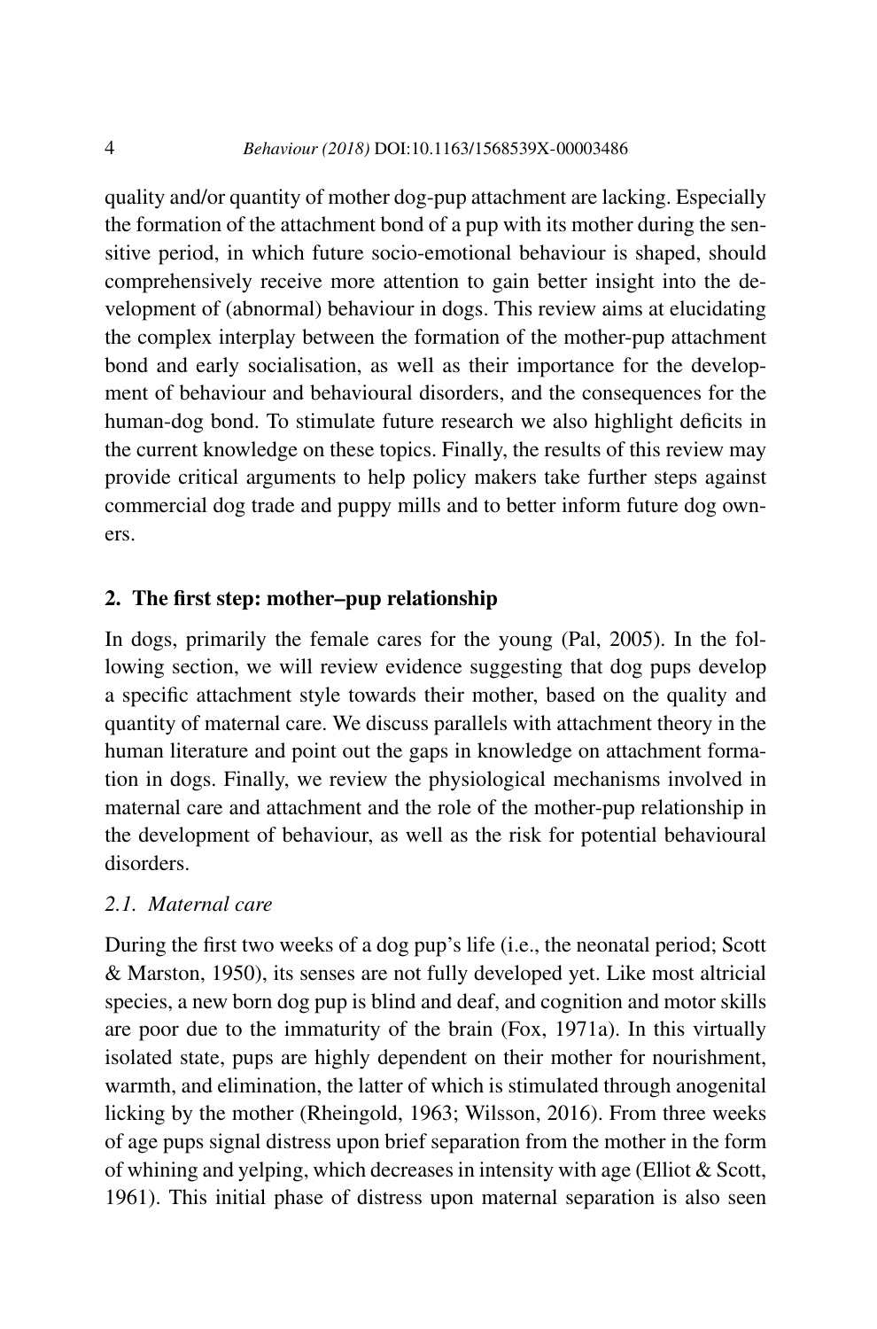quality and/or quantity of mother dog-pup attachment are lacking. Especially the formation of the attachment bond of a pup with its mother during the sensitive period, in which future socio-emotional behaviour is shaped, should comprehensively receive more attention to gain better insight into the development of (abnormal) behaviour in dogs. This review aims at elucidating the complex interplay between the formation of the mother-pup attachment bond and early socialisation, as well as their importance for the development of behaviour and behavioural disorders, and the consequences for the human-dog bond. To stimulate future research we also highlight deficits in the current knowledge on these topics. Finally, the results of this review may provide critical arguments to help policy makers take further steps against commercial dog trade and puppy mills and to better inform future dog owners.

## 2. The first step: mother–pup relationship

In dogs, primarily the female cares for the young (Pal, 2005). In the following section, we will review evidence suggesting that dog pups develop a specific attachment style towards their mother, based on the quality and quantity of maternal care. We discuss parallels with attachment theory in the human literature and point out the gaps in knowledge on attachment formation in dogs. Finally, we review the physiological mechanisms involved in maternal care and attachment and the role of the mother-pup relationship in the development of behaviour, as well as the risk for potential behavioural disorders.

### *2.1. Maternal care*

During the first two weeks of a dog pup's life (i.e., the neonatal period; Scott & Marston, 1950), its senses are not fully developed yet. Like most altricial species, a new born dog pup is blind and deaf, and cognition and motor skills are poor due to the immaturity of the brain (Fox, 1971a). In this virtually isolated state, pups are highly dependent on their mother for nourishment, warmth, and elimination, the latter of which is stimulated through anogenital licking by the mother (Rheingold, 1963; Wilsson, 2016). From three weeks of age pups signal distress upon brief separation from the mother in the form of whining and yelping, which decreases in intensity with age (Elliot & Scott, 1961). This initial phase of distress upon maternal separation is also seen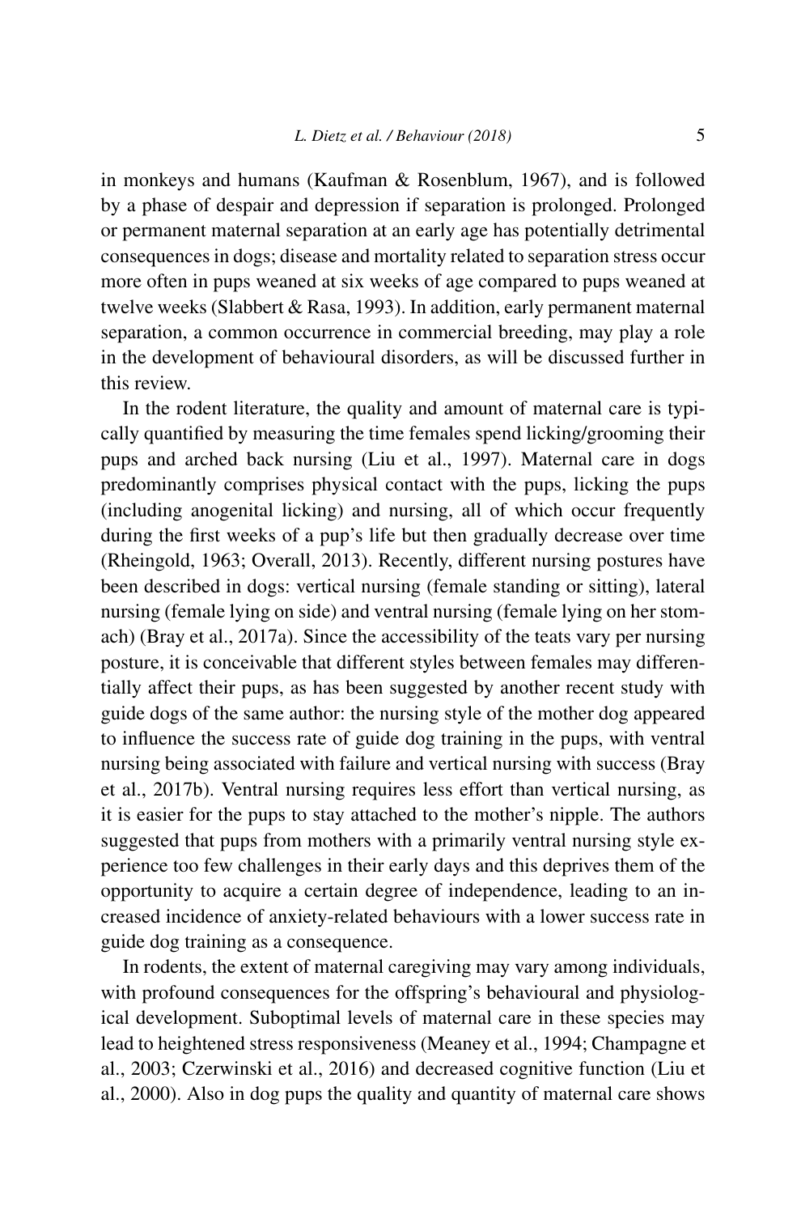in monkeys and humans (Kaufman & Rosenblum, 1967), and is followed by a phase of despair and depression if separation is prolonged. Prolonged or permanent maternal separation at an early age has potentially detrimental consequences in dogs; disease and mortality related to separation stress occur more often in pups weaned at six weeks of age compared to pups weaned at twelve weeks (Slabbert & Rasa, 1993). In addition, early permanent maternal separation, a common occurrence in commercial breeding, may play a role in the development of behavioural disorders, as will be discussed further in this review.

In the rodent literature, the quality and amount of maternal care is typically quantified by measuring the time females spend licking/grooming their pups and arched back nursing (Liu et al., 1997). Maternal care in dogs predominantly comprises physical contact with the pups, licking the pups (including anogenital licking) and nursing, all of which occur frequently during the first weeks of a pup's life but then gradually decrease over time (Rheingold, 1963; Overall, 2013). Recently, different nursing postures have been described in dogs: vertical nursing (female standing or sitting), lateral nursing (female lying on side) and ventral nursing (female lying on her stomach) (Bray et al., 2017a). Since the accessibility of the teats vary per nursing posture, it is conceivable that different styles between females may differentially affect their pups, as has been suggested by another recent study with guide dogs of the same author: the nursing style of the mother dog appeared to influence the success rate of guide dog training in the pups, with ventral nursing being associated with failure and vertical nursing with success (Bray et al., 2017b). Ventral nursing requires less effort than vertical nursing, as it is easier for the pups to stay attached to the mother's nipple. The authors suggested that pups from mothers with a primarily ventral nursing style experience too few challenges in their early days and this deprives them of the opportunity to acquire a certain degree of independence, leading to an increased incidence of anxiety-related behaviours with a lower success rate in guide dog training as a consequence.

In rodents, the extent of maternal caregiving may vary among individuals, with profound consequences for the offspring's behavioural and physiological development. Suboptimal levels of maternal care in these species may lead to heightened stress responsiveness (Meaney et al., 1994; Champagne et al., 2003; Czerwinski et al., 2016) and decreased cognitive function (Liu et al., 2000). Also in dog pups the quality and quantity of maternal care shows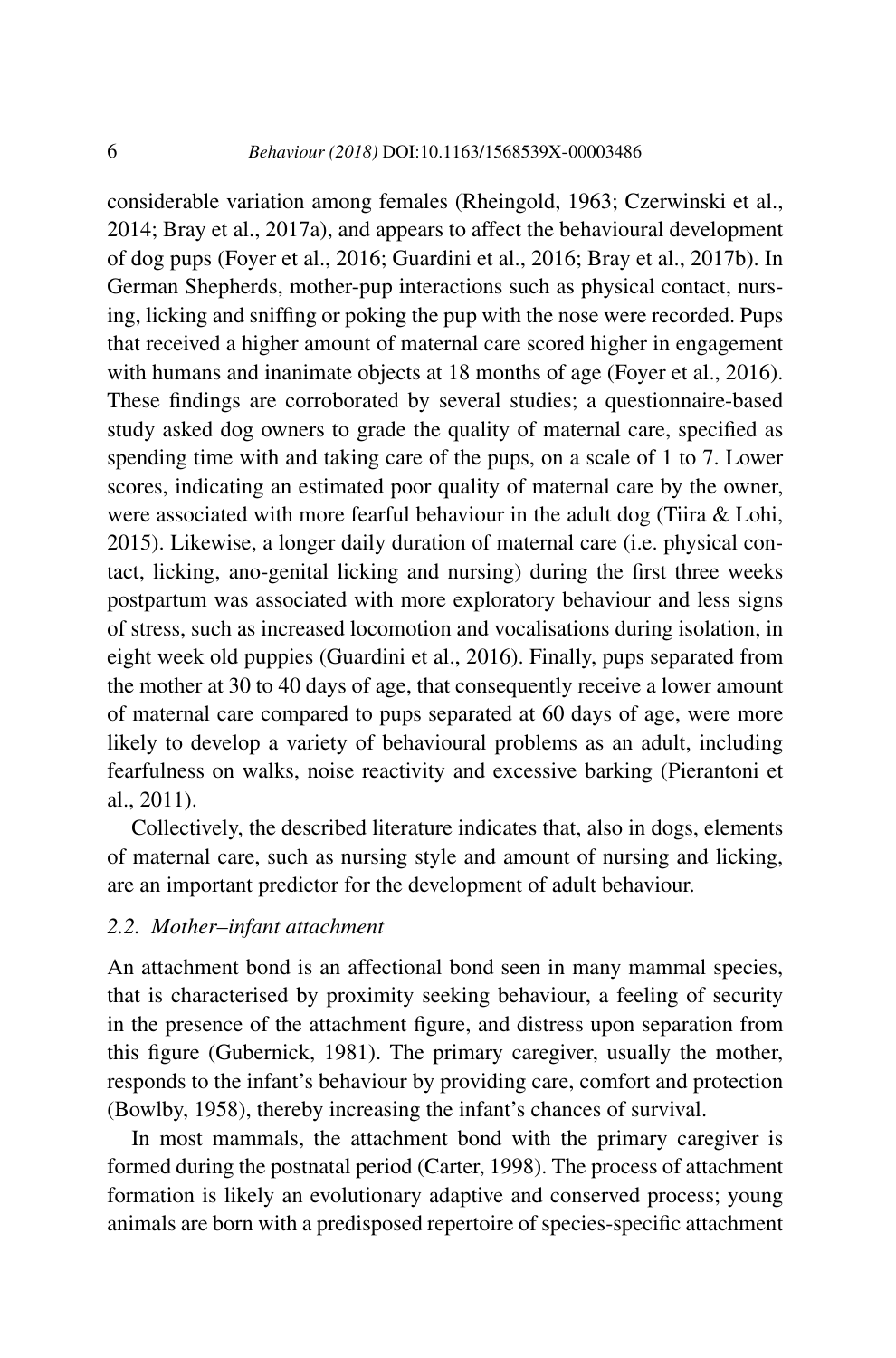considerable variation among females (Rheingold, 1963; Czerwinski et al., 2014; Bray et al., 2017a), and appears to affect the behavioural development of dog pups (Foyer et al., 2016; Guardini et al., 2016; Bray et al., 2017b). In German Shepherds, mother-pup interactions such as physical contact, nursing, licking and sniffing or poking the pup with the nose were recorded. Pups that received a higher amount of maternal care scored higher in engagement with humans and inanimate objects at 18 months of age (Foyer et al., 2016). These findings are corroborated by several studies; a questionnaire-based study asked dog owners to grade the quality of maternal care, specified as spending time with and taking care of the pups, on a scale of 1 to 7. Lower scores, indicating an estimated poor quality of maternal care by the owner, were associated with more fearful behaviour in the adult dog (Tiira & Lohi, 2015). Likewise, a longer daily duration of maternal care (i.e. physical contact, licking, ano-genital licking and nursing) during the first three weeks postpartum was associated with more exploratory behaviour and less signs of stress, such as increased locomotion and vocalisations during isolation, in eight week old puppies (Guardini et al., 2016). Finally, pups separated from the mother at 30 to 40 days of age, that consequently receive a lower amount of maternal care compared to pups separated at 60 days of age, were more likely to develop a variety of behavioural problems as an adult, including fearfulness on walks, noise reactivity and excessive barking (Pierantoni et al., 2011).

Collectively, the described literature indicates that, also in dogs, elements of maternal care, such as nursing style and amount of nursing and licking, are an important predictor for the development of adult behaviour.

### *2.2. Mother–infant attachment*

An attachment bond is an affectional bond seen in many mammal species, that is characterised by proximity seeking behaviour, a feeling of security in the presence of the attachment figure, and distress upon separation from this figure (Gubernick, 1981). The primary caregiver, usually the mother, responds to the infant's behaviour by providing care, comfort and protection (Bowlby, 1958), thereby increasing the infant's chances of survival.

In most mammals, the attachment bond with the primary caregiver is formed during the postnatal period (Carter, 1998). The process of attachment formation is likely an evolutionary adaptive and conserved process; young animals are born with a predisposed repertoire of species-specific attachment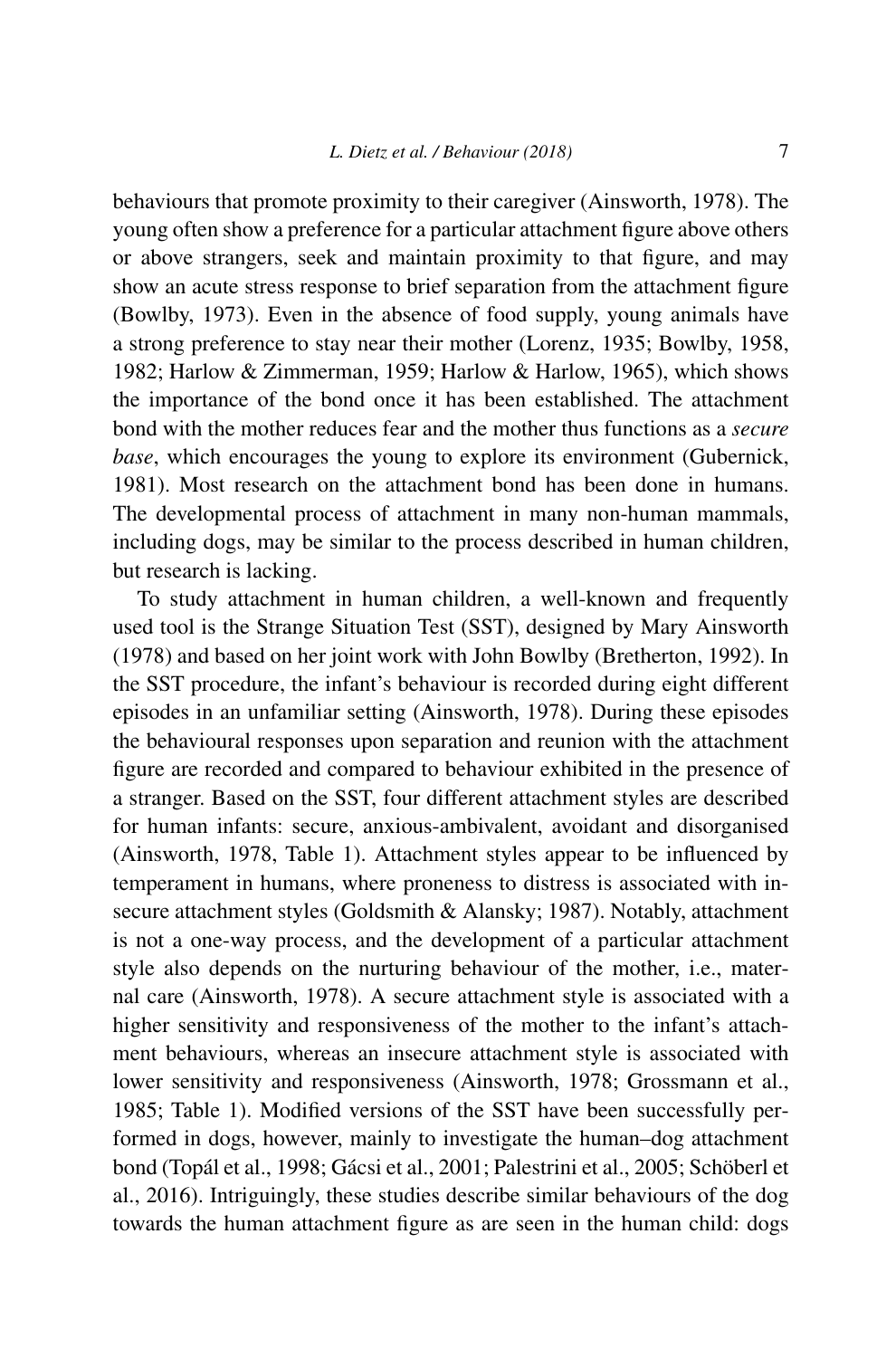behaviours that promote proximity to their caregiver (Ainsworth, 1978). The young often show a preference for a particular attachment figure above others or above strangers, seek and maintain proximity to that figure, and may show an acute stress response to brief separation from the attachment figure (Bowlby, 1973). Even in the absence of food supply, young animals have a strong preference to stay near their mother (Lorenz, 1935; Bowlby, 1958, 1982; Harlow & Zimmerman, 1959; Harlow & Harlow, 1965), which shows the importance of the bond once it has been established. The attachment bond with the mother reduces fear and the mother thus functions as a *secure base*, which encourages the young to explore its environment (Gubernick, 1981). Most research on the attachment bond has been done in humans. The developmental process of attachment in many non-human mammals, including dogs, may be similar to the process described in human children, but research is lacking.

To study attachment in human children, a well-known and frequently used tool is the Strange Situation Test (SST), designed by Mary Ainsworth (1978) and based on her joint work with John Bowlby (Bretherton, 1992). In the SST procedure, the infant's behaviour is recorded during eight different episodes in an unfamiliar setting (Ainsworth, 1978). During these episodes the behavioural responses upon separation and reunion with the attachment figure are recorded and compared to behaviour exhibited in the presence of a stranger. Based on the SST, four different attachment styles are described for human infants: secure, anxious-ambivalent, avoidant and disorganised (Ainsworth, 1978, Table 1). Attachment styles appear to be influenced by temperament in humans, where proneness to distress is associated with insecure attachment styles (Goldsmith & Alansky; 1987). Notably, attachment is not a one-way process, and the development of a particular attachment style also depends on the nurturing behaviour of the mother, i.e., maternal care (Ainsworth, 1978). A secure attachment style is associated with a higher sensitivity and responsiveness of the mother to the infant's attachment behaviours, whereas an insecure attachment style is associated with lower sensitivity and responsiveness (Ainsworth, 1978; Grossmann et al., 1985; Table 1). Modified versions of the SST have been successfully performed in dogs, however, mainly to investigate the human–dog attachment bond (Topál et al., 1998; Gácsi et al., 2001; Palestrini et al., 2005; Schöberl et al., 2016). Intriguingly, these studies describe similar behaviours of the dog towards the human attachment figure as are seen in the human child: dogs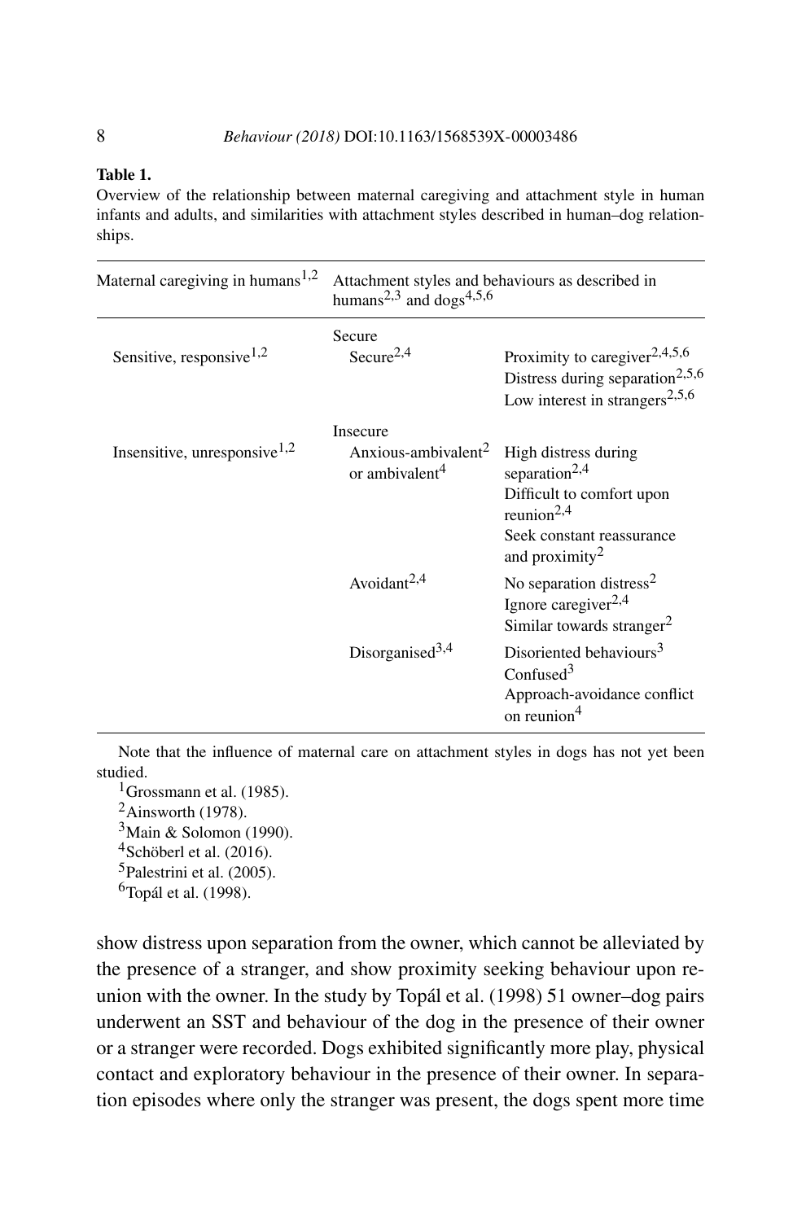**Table 1.**

Overview of the relationship between maternal caregiving and attachment style in human infants and adults, and similarities with attachment styles described in human–dog relationships.

| Maternal caregiving in humans[1,2] | Attachment styles and behaviours as described in humans[2,3] and dogs[4,5,6] | |
|---|---|---|
| | Secure | |
| Sensitive, responsive[1,2] | Secure[2,4] | Proximity to caregiver[2,4,5,6]<br>Distress during separation[2,5,6]<br>Low interest in strangers[2,5,6] |
| | Insecure | |
| Insensitive, unresponsive[1,2] | Anxious-ambivalent[2] or ambivalent[4] | High distress during separation[2,4]<br>Difficult to comfort upon reunion[2,4]<br>Seek constant reassurance and proximity[2] |
| | Avoidant[2,4] | No separation distress[2]<br>Ignore caregiver[2,4]<br>Similar towards stranger[2] |
| | Disorganised[3,4] | Disoriented behaviours[3]<br>Confused[3]<br>Approach-avoidance conflict on reunion[4] |

Note that the influence of maternal care on attachment styles in dogs has not yet been studied.

[1]Grossmann et al. (1985).
[2]Ainsworth (1978).
[3]Main & Solomon (1990).
[4]Schöberl et al. (2016).
[5]Palestrini et al. (2005).
[6]Topál et al. (1998).

show distress upon separation from the owner, which cannot be alleviated by the presence of a stranger, and show proximity seeking behaviour upon reunion with the owner. In the study by Topál et al. (1998) 51 owner–dog pairs underwent an SST and behaviour of the dog in the presence of their owner or a stranger were recorded. Dogs exhibited significantly more play, physical contact and exploratory behaviour in the presence of their owner. In separation episodes where only the stranger was present, the dogs spent more time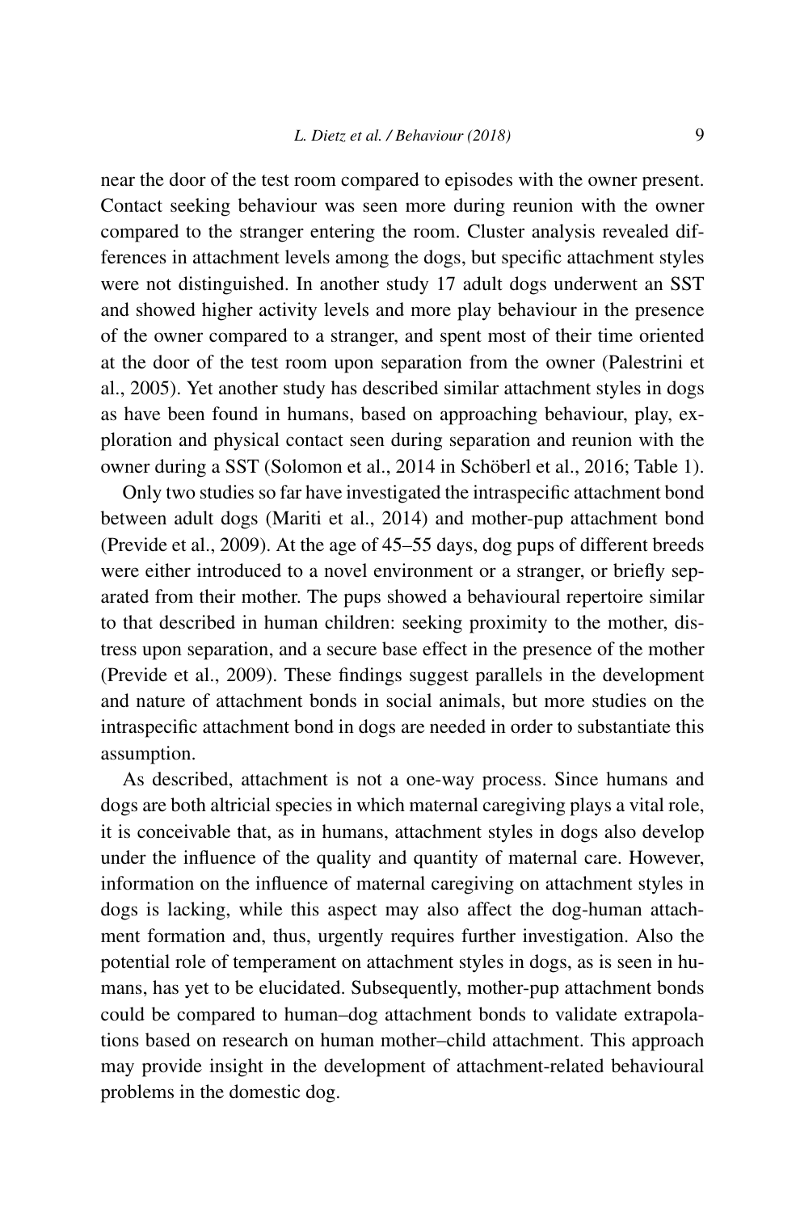near the door of the test room compared to episodes with the owner present. Contact seeking behaviour was seen more during reunion with the owner compared to the stranger entering the room. Cluster analysis revealed differences in attachment levels among the dogs, but specific attachment styles were not distinguished. In another study 17 adult dogs underwent an SST and showed higher activity levels and more play behaviour in the presence of the owner compared to a stranger, and spent most of their time oriented at the door of the test room upon separation from the owner (Palestrini et al., 2005). Yet another study has described similar attachment styles in dogs as have been found in humans, based on approaching behaviour, play, exploration and physical contact seen during separation and reunion with the owner during a SST (Solomon et al., 2014 in Schöberl et al., 2016; Table 1).

Only two studies so far have investigated the intraspecific attachment bond between adult dogs (Mariti et al., 2014) and mother-pup attachment bond (Previde et al., 2009). At the age of 45–55 days, dog pups of different breeds were either introduced to a novel environment or a stranger, or briefly separated from their mother. The pups showed a behavioural repertoire similar to that described in human children: seeking proximity to the mother, distress upon separation, and a secure base effect in the presence of the mother (Previde et al., 2009). These findings suggest parallels in the development and nature of attachment bonds in social animals, but more studies on the intraspecific attachment bond in dogs are needed in order to substantiate this assumption.

As described, attachment is not a one-way process. Since humans and dogs are both altricial species in which maternal caregiving plays a vital role, it is conceivable that, as in humans, attachment styles in dogs also develop under the influence of the quality and quantity of maternal care. However, information on the influence of maternal caregiving on attachment styles in dogs is lacking, while this aspect may also affect the dog-human attachment formation and, thus, urgently requires further investigation. Also the potential role of temperament on attachment styles in dogs, as is seen in humans, has yet to be elucidated. Subsequently, mother-pup attachment bonds could be compared to human–dog attachment bonds to validate extrapolations based on research on human mother–child attachment. This approach may provide insight in the development of attachment-related behavioural problems in the domestic dog.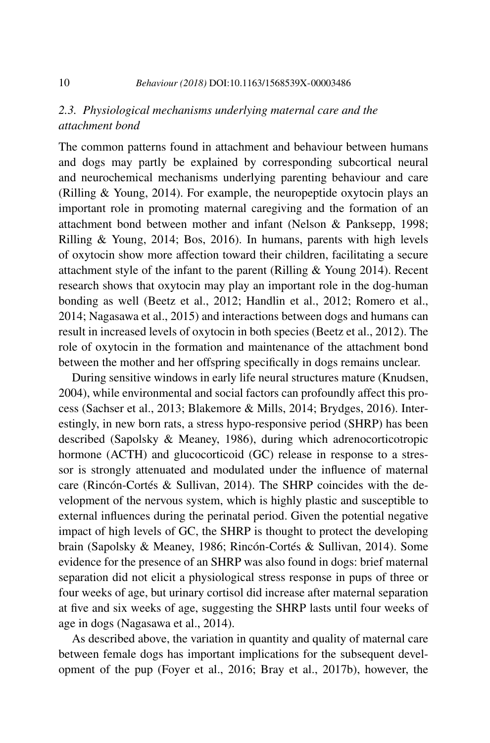### 2.3. *Physiological mechanisms underlying maternal care and the attachment bond*

The common patterns found in attachment and behaviour between humans and dogs may partly be explained by corresponding subcortical neural and neurochemical mechanisms underlying parenting behaviour and care (Rilling & Young, 2014). For example, the neuropeptide oxytocin plays an important role in promoting maternal caregiving and the formation of an attachment bond between mother and infant (Nelson & Panksepp, 1998; Rilling & Young, 2014; Bos, 2016). In humans, parents with high levels of oxytocin show more affection toward their children, facilitating a secure attachment style of the infant to the parent (Rilling & Young 2014). Recent research shows that oxytocin may play an important role in the dog-human bonding as well (Beetz et al., 2012; Handlin et al., 2012; Romero et al., 2014; Nagasawa et al., 2015) and interactions between dogs and humans can result in increased levels of oxytocin in both species (Beetz et al., 2012). The role of oxytocin in the formation and maintenance of the attachment bond between the mother and her offspring specifically in dogs remains unclear.

During sensitive windows in early life neural structures mature (Knudsen, 2004), while environmental and social factors can profoundly affect this process (Sachser et al., 2013; Blakemore & Mills, 2014; Brydges, 2016). Interestingly, in new born rats, a stress hypo-responsive period (SHRP) has been described (Sapolsky & Meaney, 1986), during which adrenocorticotropic hormone (ACTH) and glucocorticoid (GC) release in response to a stressor is strongly attenuated and modulated under the influence of maternal care (Rincón-Cortés & Sullivan, 2014). The SHRP coincides with the development of the nervous system, which is highly plastic and susceptible to external influences during the perinatal period. Given the potential negative impact of high levels of GC, the SHRP is thought to protect the developing brain (Sapolsky & Meaney, 1986; Rincón-Cortés & Sullivan, 2014). Some evidence for the presence of an SHRP was also found in dogs: brief maternal separation did not elicit a physiological stress response in pups of three or four weeks of age, but urinary cortisol did increase after maternal separation at five and six weeks of age, suggesting the SHRP lasts until four weeks of age in dogs (Nagasawa et al., 2014).

As described above, the variation in quantity and quality of maternal care between female dogs has important implications for the subsequent development of the pup (Foyer et al., 2016; Bray et al., 2017b), however, the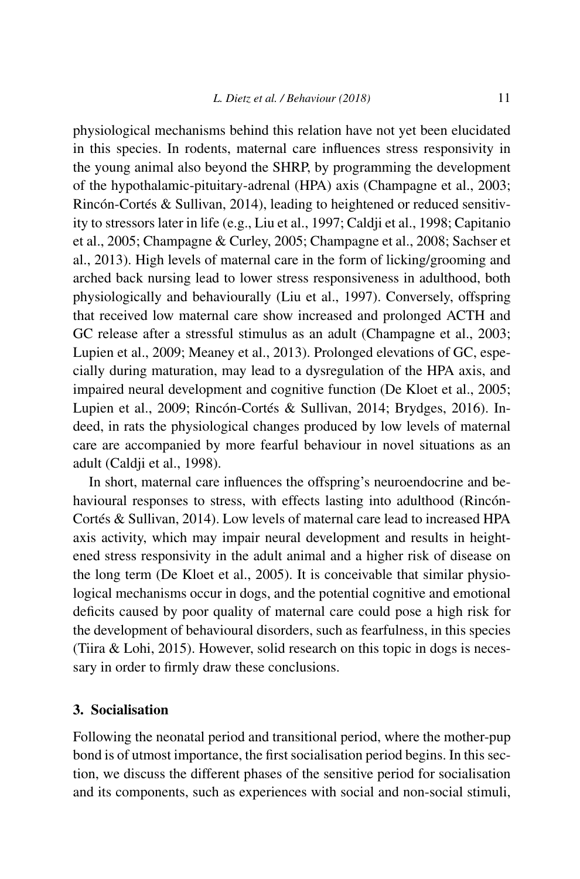physiological mechanisms behind this relation have not yet been elucidated in this species. In rodents, maternal care influences stress responsivity in the young animal also beyond the SHRP, by programming the development of the hypothalamic-pituitary-adrenal (HPA) axis (Champagne et al., 2003; Rincón-Cortés & Sullivan, 2014), leading to heightened or reduced sensitivity to stressors later in life (e.g., Liu et al., 1997; Caldji et al., 1998; Capitanio et al., 2005; Champagne & Curley, 2005; Champagne et al., 2008; Sachser et al., 2013). High levels of maternal care in the form of licking/grooming and arched back nursing lead to lower stress responsiveness in adulthood, both physiologically and behaviourally (Liu et al., 1997). Conversely, offspring that received low maternal care show increased and prolonged ACTH and GC release after a stressful stimulus as an adult (Champagne et al., 2003; Lupien et al., 2009; Meaney et al., 2013). Prolonged elevations of GC, especially during maturation, may lead to a dysregulation of the HPA axis, and impaired neural development and cognitive function (De Kloet et al., 2005; Lupien et al., 2009; Rincón-Cortés & Sullivan, 2014; Brydges, 2016). Indeed, in rats the physiological changes produced by low levels of maternal care are accompanied by more fearful behaviour in novel situations as an adult (Caldji et al., 1998).

In short, maternal care influences the offspring's neuroendocrine and behavioural responses to stress, with effects lasting into adulthood (Rincón-Cortés & Sullivan, 2014). Low levels of maternal care lead to increased HPA axis activity, which may impair neural development and results in heightened stress responsivity in the adult animal and a higher risk of disease on the long term (De Kloet et al., 2005). It is conceivable that similar physiological mechanisms occur in dogs, and the potential cognitive and emotional deficits caused by poor quality of maternal care could pose a high risk for the development of behavioural disorders, such as fearfulness, in this species (Tiira & Lohi, 2015). However, solid research on this topic in dogs is necessary in order to firmly draw these conclusions.

## 3. Socialisation

Following the neonatal period and transitional period, where the mother-pup bond is of utmost importance, the first socialisation period begins. In this section, we discuss the different phases of the sensitive period for socialisation and its components, such as experiences with social and non-social stimuli,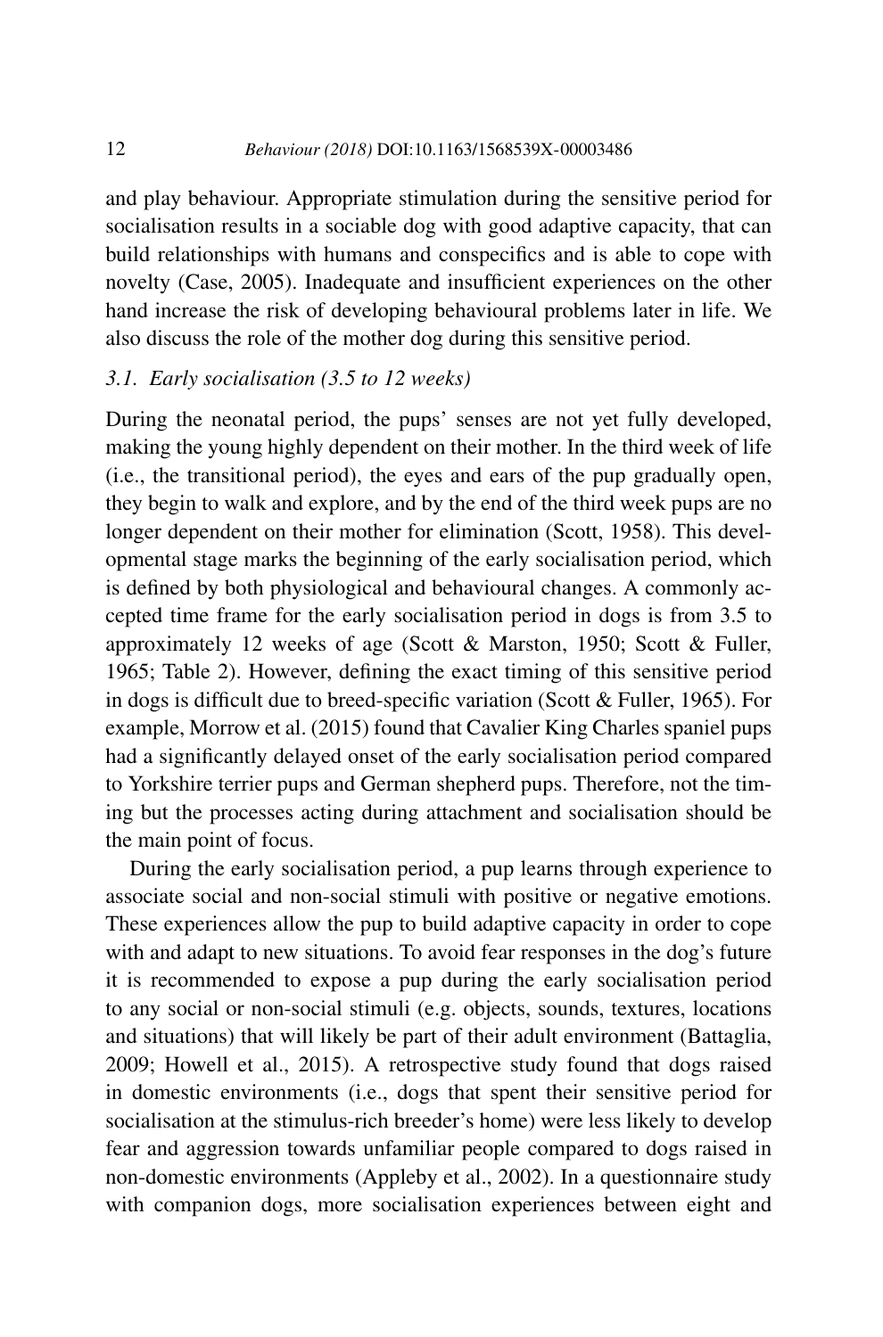and play behaviour. Appropriate stimulation during the sensitive period for socialisation results in a sociable dog with good adaptive capacity, that can build relationships with humans and conspecifics and is able to cope with novelty (Case, 2005). Inadequate and insufficient experiences on the other hand increase the risk of developing behavioural problems later in life. We also discuss the role of the mother dog during this sensitive period.

### *3.1. Early socialisation (3.5 to 12 weeks)*

During the neonatal period, the pups' senses are not yet fully developed, making the young highly dependent on their mother. In the third week of life (i.e., the transitional period), the eyes and ears of the pup gradually open, they begin to walk and explore, and by the end of the third week pups are no longer dependent on their mother for elimination (Scott, 1958). This developmental stage marks the beginning of the early socialisation period, which is defined by both physiological and behavioural changes. A commonly accepted time frame for the early socialisation period in dogs is from 3.5 to approximately 12 weeks of age (Scott & Marston, 1950; Scott & Fuller, 1965; Table 2). However, defining the exact timing of this sensitive period in dogs is difficult due to breed-specific variation (Scott & Fuller, 1965). For example, Morrow et al. (2015) found that Cavalier King Charles spaniel pups had a significantly delayed onset of the early socialisation period compared to Yorkshire terrier pups and German shepherd pups. Therefore, not the timing but the processes acting during attachment and socialisation should be the main point of focus.

During the early socialisation period, a pup learns through experience to associate social and non-social stimuli with positive or negative emotions. These experiences allow the pup to build adaptive capacity in order to cope with and adapt to new situations. To avoid fear responses in the dog's future it is recommended to expose a pup during the early socialisation period to any social or non-social stimuli (e.g. objects, sounds, textures, locations and situations) that will likely be part of their adult environment (Battaglia, 2009; Howell et al., 2015). A retrospective study found that dogs raised in domestic environments (i.e., dogs that spent their sensitive period for socialisation at the stimulus-rich breeder's home) were less likely to develop fear and aggression towards unfamiliar people compared to dogs raised in non-domestic environments (Appleby et al., 2002). In a questionnaire study with companion dogs, more socialisation experiences between eight and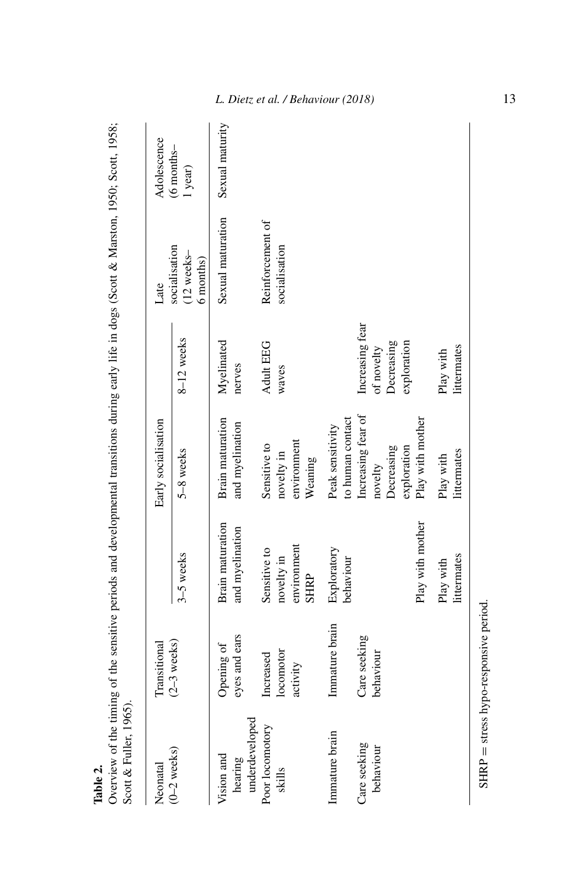**Table 2.**

Overview of the timing of the sensitive periods and developmental transitions during early life in dogs (Scott & Marston, 1950; Scott, 1958; Scott & Fuller, 1965).

| Neonatal (0–2 weeks) | Transitional (2–3 weeks) | | Early socialisation | | Late socialisation (12 weeks–6 months) | Adolescence (6 months–1 year) |
|---|---|---|---|---|---|---|
| | | 3–5 weeks | 5–8 weeks | 8–12 weeks | | |
| Vision and hearing underdeveloped | Opening of eyes and ears | Brain maturation and myelination | Brain maturation and myelination | Myelinated nerves | Sexual maturation | Sexual maturity |
| Poor locomotory skills | Increased locomotor activity | Sensitive to novelty in environment SHRP | Sensitive to novelty in environment Weaning | Adult EEG waves | Reinforcement of socialisation | |
| Immature brain | Immature brain | Exploratory behaviour | Peak sensitivity to human contact | | | |
| Care seeking behaviour | Care seeking behaviour | | Increasing fear of novelty Decreasing exploration | Increasing fear of novelty Decreasing exploration | | |
| | | Play with mother | Play with mother | | | |
| | | Play with littermates | Play with littermates | Play with littermates | | |

SHRP = stress hypo-responsive period.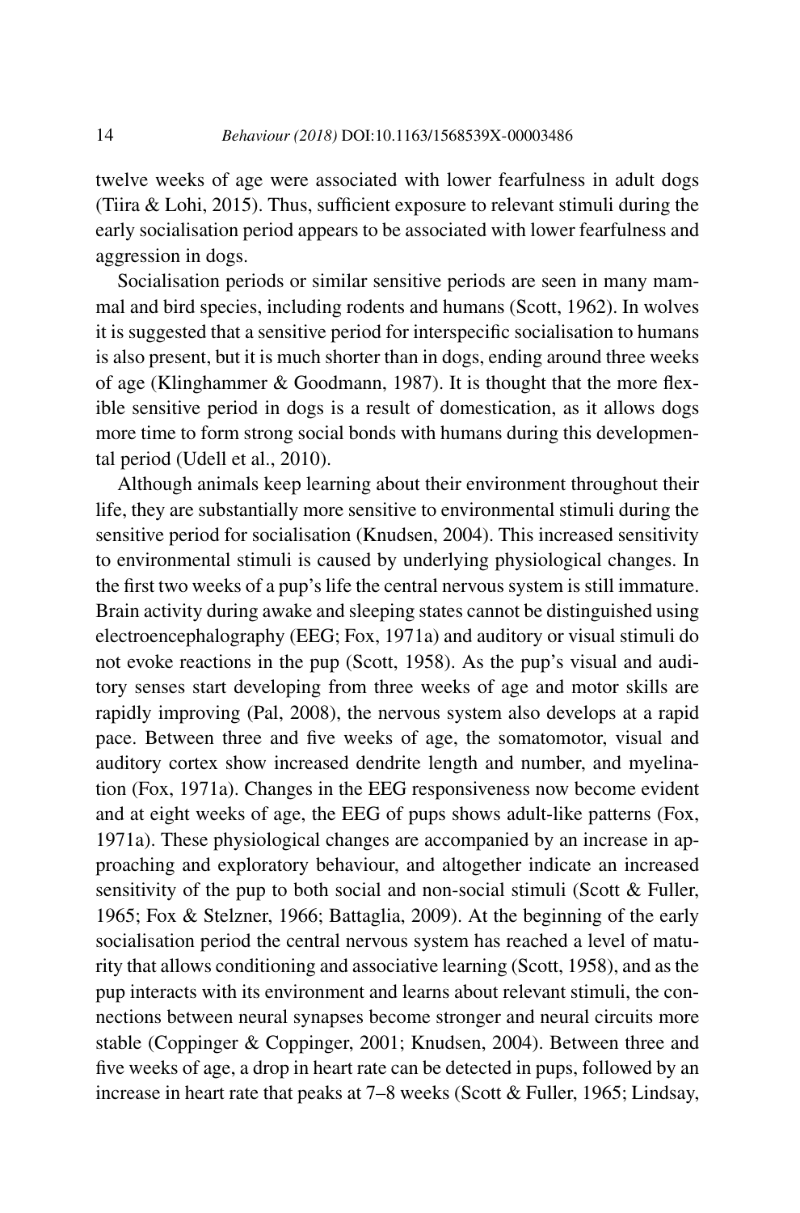twelve weeks of age were associated with lower fearfulness in adult dogs (Tiira & Lohi, 2015). Thus, sufficient exposure to relevant stimuli during the early socialisation period appears to be associated with lower fearfulness and aggression in dogs.

Socialisation periods or similar sensitive periods are seen in many mammal and bird species, including rodents and humans (Scott, 1962). In wolves it is suggested that a sensitive period for interspecific socialisation to humans is also present, but it is much shorter than in dogs, ending around three weeks of age (Klinghammer & Goodmann, 1987). It is thought that the more flexible sensitive period in dogs is a result of domestication, as it allows dogs more time to form strong social bonds with humans during this developmental period (Udell et al., 2010).

Although animals keep learning about their environment throughout their life, they are substantially more sensitive to environmental stimuli during the sensitive period for socialisation (Knudsen, 2004). This increased sensitivity to environmental stimuli is caused by underlying physiological changes. In the first two weeks of a pup's life the central nervous system is still immature. Brain activity during awake and sleeping states cannot be distinguished using electroencephalography (EEG; Fox, 1971a) and auditory or visual stimuli do not evoke reactions in the pup (Scott, 1958). As the pup's visual and auditory senses start developing from three weeks of age and motor skills are rapidly improving (Pal, 2008), the nervous system also develops at a rapid pace. Between three and five weeks of age, the somatomotor, visual and auditory cortex show increased dendrite length and number, and myelination (Fox, 1971a). Changes in the EEG responsiveness now become evident and at eight weeks of age, the EEG of pups shows adult-like patterns (Fox, 1971a). These physiological changes are accompanied by an increase in approaching and exploratory behaviour, and altogether indicate an increased sensitivity of the pup to both social and non-social stimuli (Scott & Fuller, 1965; Fox & Stelzner, 1966; Battaglia, 2009). At the beginning of the early socialisation period the central nervous system has reached a level of maturity that allows conditioning and associative learning (Scott, 1958), and as the pup interacts with its environment and learns about relevant stimuli, the connections between neural synapses become stronger and neural circuits more stable (Coppinger & Coppinger, 2001; Knudsen, 2004). Between three and five weeks of age, a drop in heart rate can be detected in pups, followed by an increase in heart rate that peaks at 7–8 weeks (Scott & Fuller, 1965; Lindsay,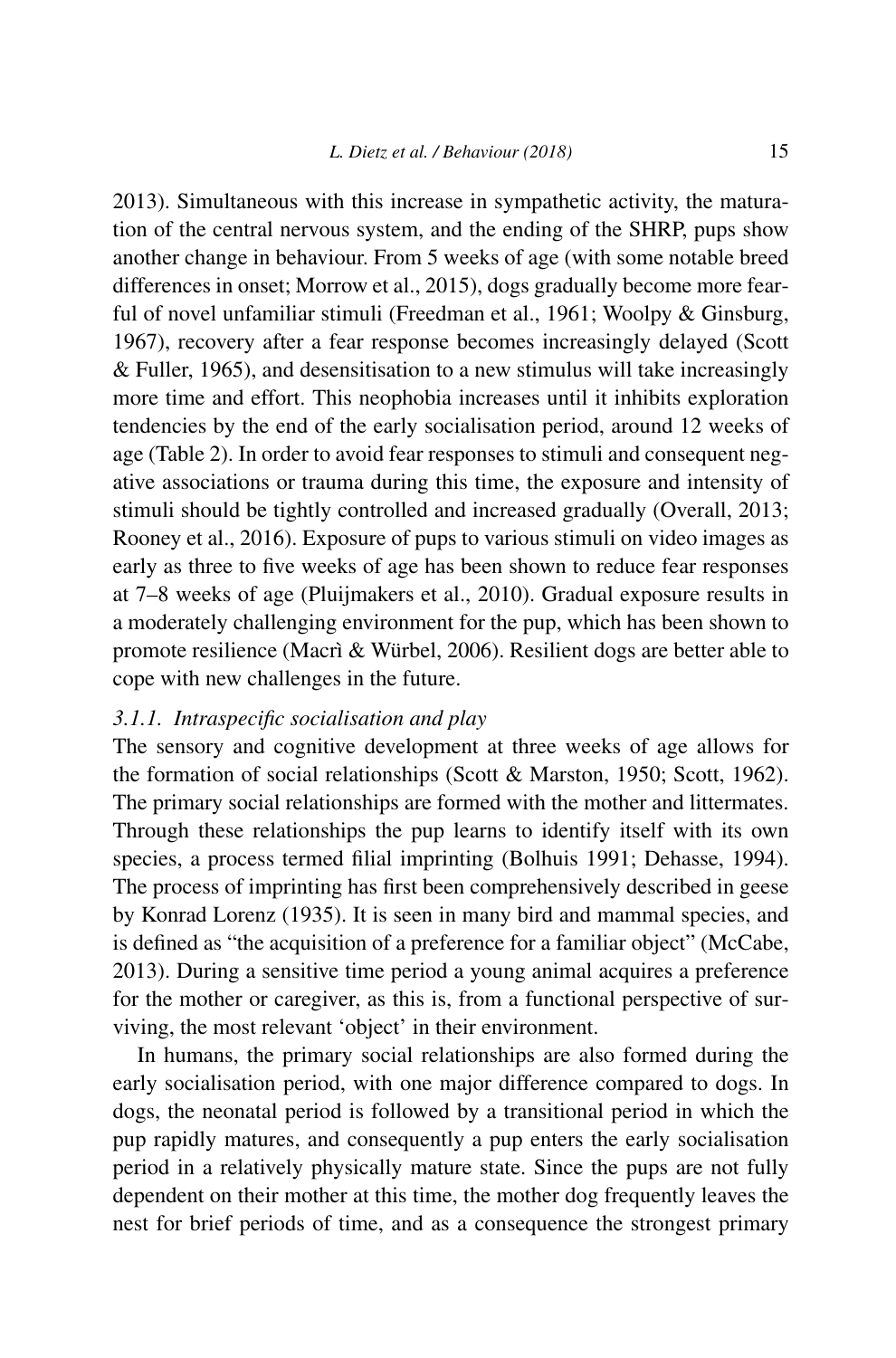2013). Simultaneous with this increase in sympathetic activity, the maturation of the central nervous system, and the ending of the SHRP, pups show another change in behaviour. From 5 weeks of age (with some notable breed differences in onset; Morrow et al., 2015), dogs gradually become more fearful of novel unfamiliar stimuli (Freedman et al., 1961; Woolpy & Ginsburg, 1967), recovery after a fear response becomes increasingly delayed (Scott & Fuller, 1965), and desensitisation to a new stimulus will take increasingly more time and effort. This neophobia increases until it inhibits exploration tendencies by the end of the early socialisation period, around 12 weeks of age (Table 2). In order to avoid fear responses to stimuli and consequent negative associations or trauma during this time, the exposure and intensity of stimuli should be tightly controlled and increased gradually (Overall, 2013; Rooney et al., 2016). Exposure of pups to various stimuli on video images as early as three to five weeks of age has been shown to reduce fear responses at 7–8 weeks of age (Pluijmakers et al., 2010). Gradual exposure results in a moderately challenging environment for the pup, which has been shown to promote resilience (Macrì & Würbel, 2006). Resilient dogs are better able to cope with new challenges in the future.

#### *3.1.1. Intraspecific socialisation and play*

The sensory and cognitive development at three weeks of age allows for the formation of social relationships (Scott & Marston, 1950; Scott, 1962). The primary social relationships are formed with the mother and littermates. Through these relationships the pup learns to identify itself with its own species, a process termed filial imprinting (Bolhuis 1991; Dehasse, 1994). The process of imprinting has first been comprehensively described in geese by Konrad Lorenz (1935). It is seen in many bird and mammal species, and is defined as "the acquisition of a preference for a familiar object" (McCabe, 2013). During a sensitive time period a young animal acquires a preference for the mother or caregiver, as this is, from a functional perspective of surviving, the most relevant 'object' in their environment.

In humans, the primary social relationships are also formed during the early socialisation period, with one major difference compared to dogs. In dogs, the neonatal period is followed by a transitional period in which the pup rapidly matures, and consequently a pup enters the early socialisation period in a relatively physically mature state. Since the pups are not fully dependent on their mother at this time, the mother dog frequently leaves the nest for brief periods of time, and as a consequence the strongest primary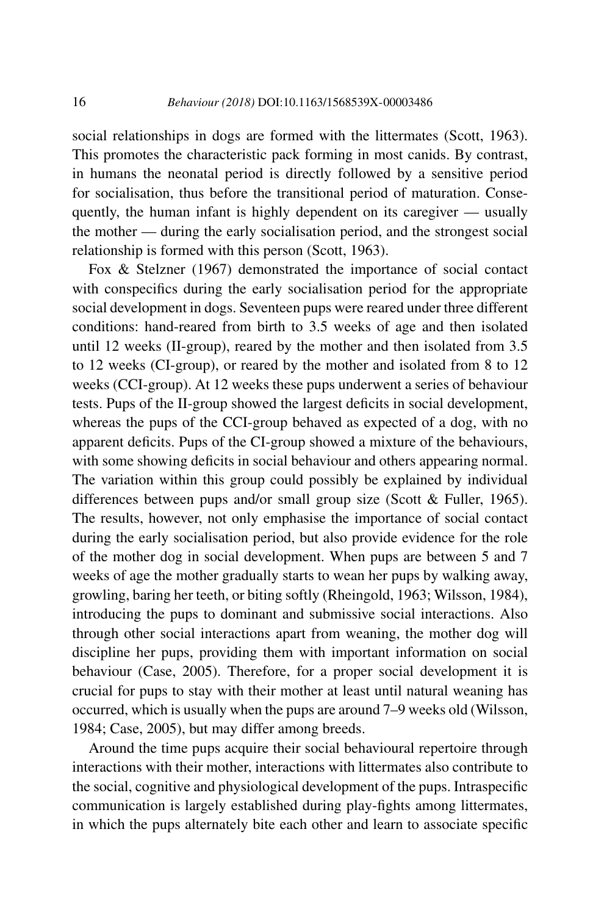social relationships in dogs are formed with the littermates (Scott, 1963). This promotes the characteristic pack forming in most canids. By contrast, in humans the neonatal period is directly followed by a sensitive period for socialisation, thus before the transitional period of maturation. Consequently, the human infant is highly dependent on its caregiver — usually the mother — during the early socialisation period, and the strongest social relationship is formed with this person (Scott, 1963).

Fox & Stelzner (1967) demonstrated the importance of social contact with conspecifics during the early socialisation period for the appropriate social development in dogs. Seventeen pups were reared under three different conditions: hand-reared from birth to 3.5 weeks of age and then isolated until 12 weeks (II-group), reared by the mother and then isolated from 3.5 to 12 weeks (CI-group), or reared by the mother and isolated from 8 to 12 weeks (CCI-group). At 12 weeks these pups underwent a series of behaviour tests. Pups of the II-group showed the largest deficits in social development, whereas the pups of the CCI-group behaved as expected of a dog, with no apparent deficits. Pups of the CI-group showed a mixture of the behaviours, with some showing deficits in social behaviour and others appearing normal. The variation within this group could possibly be explained by individual differences between pups and/or small group size (Scott & Fuller, 1965). The results, however, not only emphasise the importance of social contact during the early socialisation period, but also provide evidence for the role of the mother dog in social development. When pups are between 5 and 7 weeks of age the mother gradually starts to wean her pups by walking away, growling, baring her teeth, or biting softly (Rheingold, 1963; Wilsson, 1984), introducing the pups to dominant and submissive social interactions. Also through other social interactions apart from weaning, the mother dog will discipline her pups, providing them with important information on social behaviour (Case, 2005). Therefore, for a proper social development it is crucial for pups to stay with their mother at least until natural weaning has occurred, which is usually when the pups are around 7–9 weeks old (Wilsson, 1984; Case, 2005), but may differ among breeds.

Around the time pups acquire their social behavioural repertoire through interactions with their mother, interactions with littermates also contribute to the social, cognitive and physiological development of the pups. Intraspecific communication is largely established during play-fights among littermates, in which the pups alternately bite each other and learn to associate specific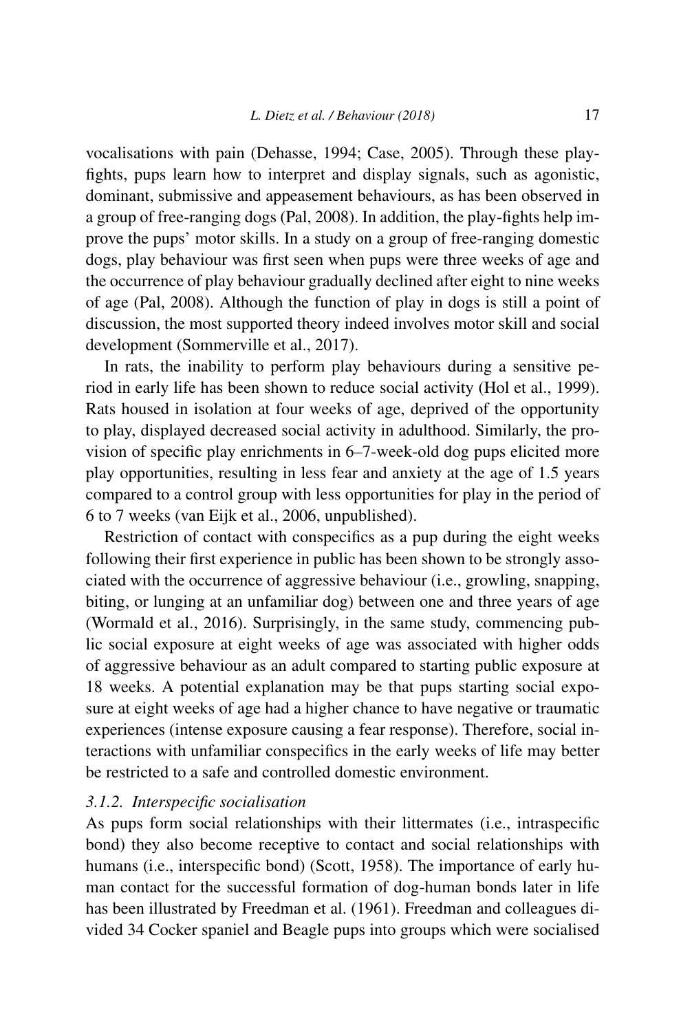vocalisations with pain (Dehasse, 1994; Case, 2005). Through these play-fights, pups learn how to interpret and display signals, such as agonistic, dominant, submissive and appeasement behaviours, as has been observed in a group of free-ranging dogs (Pal, 2008). In addition, the play-fights help improve the pups' motor skills. In a study on a group of free-ranging domestic dogs, play behaviour was first seen when pups were three weeks of age and the occurrence of play behaviour gradually declined after eight to nine weeks of age (Pal, 2008). Although the function of play in dogs is still a point of discussion, the most supported theory indeed involves motor skill and social development (Sommerville et al., 2017).

In rats, the inability to perform play behaviours during a sensitive period in early life has been shown to reduce social activity (Hol et al., 1999). Rats housed in isolation at four weeks of age, deprived of the opportunity to play, displayed decreased social activity in adulthood. Similarly, the provision of specific play enrichments in 6–7-week-old dog pups elicited more play opportunities, resulting in less fear and anxiety at the age of 1.5 years compared to a control group with less opportunities for play in the period of 6 to 7 weeks (van Eijk et al., 2006, unpublished).

Restriction of contact with conspecifics as a pup during the eight weeks following their first experience in public has been shown to be strongly associated with the occurrence of aggressive behaviour (i.e., growling, snapping, biting, or lunging at an unfamiliar dog) between one and three years of age (Wormald et al., 2016). Surprisingly, in the same study, commencing public social exposure at eight weeks of age was associated with higher odds of aggressive behaviour as an adult compared to starting public exposure at 18 weeks. A potential explanation may be that pups starting social exposure at eight weeks of age had a higher chance to have negative or traumatic experiences (intense exposure causing a fear response). Therefore, social interactions with unfamiliar conspecifics in the early weeks of life may better be restricted to a safe and controlled domestic environment.

#### *3.1.2. Interspecific socialisation*

As pups form social relationships with their littermates (i.e., intraspecific bond) they also become receptive to contact and social relationships with humans (i.e., interspecific bond) (Scott, 1958). The importance of early human contact for the successful formation of dog-human bonds later in life has been illustrated by Freedman et al. (1961). Freedman and colleagues divided 34 Cocker spaniel and Beagle pups into groups which were socialised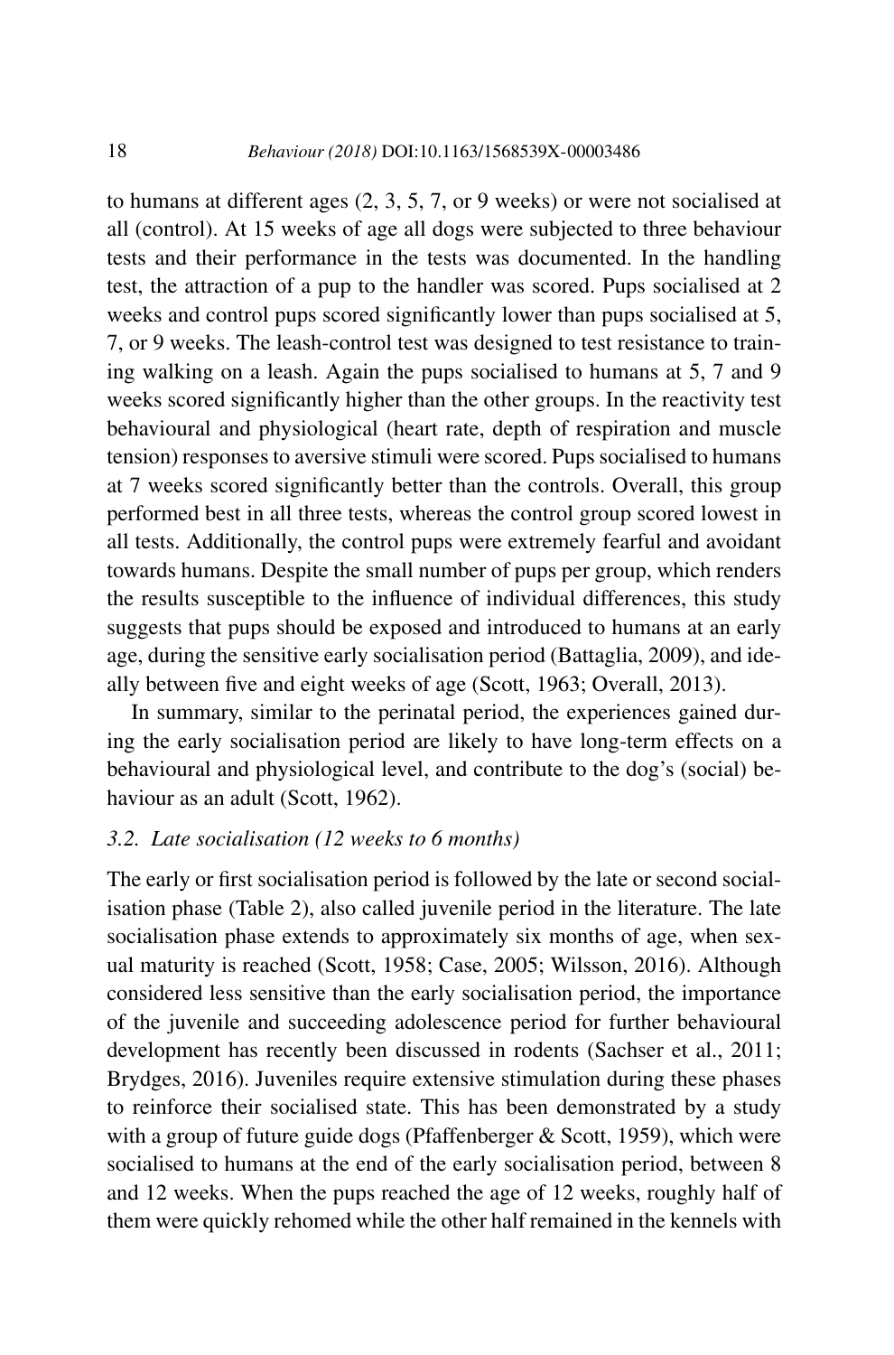to humans at different ages (2, 3, 5, 7, or 9 weeks) or were not socialised at all (control). At 15 weeks of age all dogs were subjected to three behaviour tests and their performance in the tests was documented. In the handling test, the attraction of a pup to the handler was scored. Pups socialised at 2 weeks and control pups scored significantly lower than pups socialised at 5, 7, or 9 weeks. The leash-control test was designed to test resistance to training walking on a leash. Again the pups socialised to humans at 5, 7 and 9 weeks scored significantly higher than the other groups. In the reactivity test behavioural and physiological (heart rate, depth of respiration and muscle tension) responses to aversive stimuli were scored. Pups socialised to humans at 7 weeks scored significantly better than the controls. Overall, this group performed best in all three tests, whereas the control group scored lowest in all tests. Additionally, the control pups were extremely fearful and avoidant towards humans. Despite the small number of pups per group, which renders the results susceptible to the influence of individual differences, this study suggests that pups should be exposed and introduced to humans at an early age, during the sensitive early socialisation period (Battaglia, 2009), and ideally between five and eight weeks of age (Scott, 1963; Overall, 2013).

In summary, similar to the perinatal period, the experiences gained during the early socialisation period are likely to have long-term effects on a behavioural and physiological level, and contribute to the dog's (social) behaviour as an adult (Scott, 1962).

### *3.2. Late socialisation (12 weeks to 6 months)*

The early or first socialisation period is followed by the late or second socialisation phase (Table 2), also called juvenile period in the literature. The late socialisation phase extends to approximately six months of age, when sexual maturity is reached (Scott, 1958; Case, 2005; Wilsson, 2016). Although considered less sensitive than the early socialisation period, the importance of the juvenile and succeeding adolescence period for further behavioural development has recently been discussed in rodents (Sachser et al., 2011; Brydges, 2016). Juveniles require extensive stimulation during these phases to reinforce their socialised state. This has been demonstrated by a study with a group of future guide dogs (Pfaffenberger & Scott, 1959), which were socialised to humans at the end of the early socialisation period, between 8 and 12 weeks. When the pups reached the age of 12 weeks, roughly half of them were quickly rehomed while the other half remained in the kennels with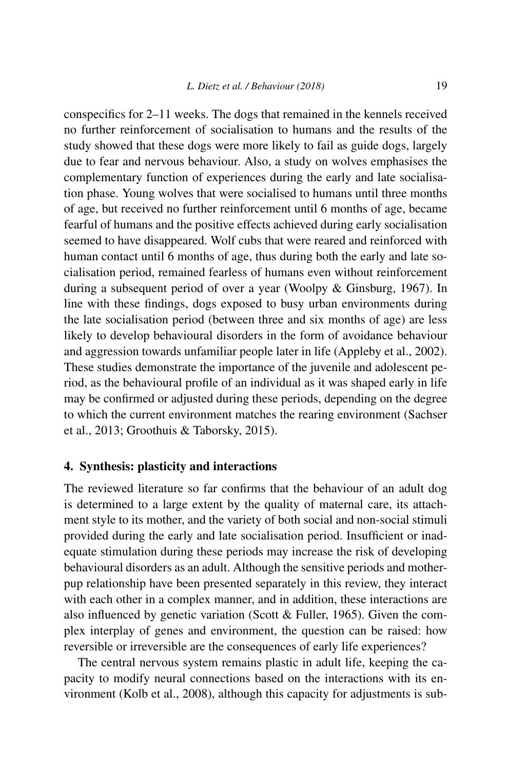conspecifics for 2–11 weeks. The dogs that remained in the kennels received no further reinforcement of socialisation to humans and the results of the study showed that these dogs were more likely to fail as guide dogs, largely due to fear and nervous behaviour. Also, a study on wolves emphasises the complementary function of experiences during the early and late socialisation phase. Young wolves that were socialised to humans until three months of age, but received no further reinforcement until 6 months of age, became fearful of humans and the positive effects achieved during early socialisation seemed to have disappeared. Wolf cubs that were reared and reinforced with human contact until 6 months of age, thus during both the early and late socialisation period, remained fearless of humans even without reinforcement during a subsequent period of over a year (Woolpy & Ginsburg, 1967). In line with these findings, dogs exposed to busy urban environments during the late socialisation period (between three and six months of age) are less likely to develop behavioural disorders in the form of avoidance behaviour and aggression towards unfamiliar people later in life (Appleby et al., 2002). These studies demonstrate the importance of the juvenile and adolescent period, as the behavioural profile of an individual as it was shaped early in life may be confirmed or adjusted during these periods, depending on the degree to which the current environment matches the rearing environment (Sachser et al., 2013; Groothuis & Taborsky, 2015).

## 4. Synthesis: plasticity and interactions

The reviewed literature so far confirms that the behaviour of an adult dog is determined to a large extent by the quality of maternal care, its attachment style to its mother, and the variety of both social and non-social stimuli provided during the early and late socialisation period. Insufficient or inadequate stimulation during these periods may increase the risk of developing behavioural disorders as an adult. Although the sensitive periods and mother-pup relationship have been presented separately in this review, they interact with each other in a complex manner, and in addition, these interactions are also influenced by genetic variation (Scott & Fuller, 1965). Given the complex interplay of genes and environment, the question can be raised: how reversible or irreversible are the consequences of early life experiences?

The central nervous system remains plastic in adult life, keeping the capacity to modify neural connections based on the interactions with its environment (Kolb et al., 2008), although this capacity for adjustments is sub-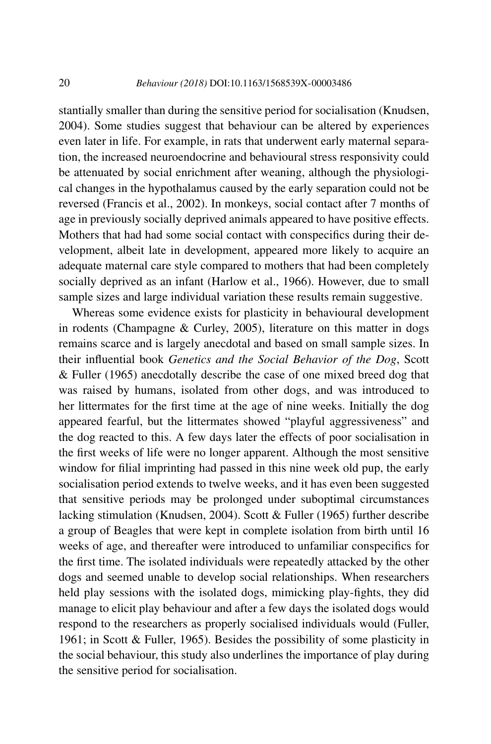stantially smaller than during the sensitive period for socialisation (Knudsen, 2004). Some studies suggest that behaviour can be altered by experiences even later in life. For example, in rats that underwent early maternal separation, the increased neuroendocrine and behavioural stress responsivity could be attenuated by social enrichment after weaning, although the physiological changes in the hypothalamus caused by the early separation could not be reversed (Francis et al., 2002). In monkeys, social contact after 7 months of age in previously socially deprived animals appeared to have positive effects. Mothers that had had some social contact with conspecifics during their development, albeit late in development, appeared more likely to acquire an adequate maternal care style compared to mothers that had been completely socially deprived as an infant (Harlow et al., 1966). However, due to small sample sizes and large individual variation these results remain suggestive.

Whereas some evidence exists for plasticity in behavioural development in rodents (Champagne & Curley, 2005), literature on this matter in dogs remains scarce and is largely anecdotal and based on small sample sizes. In their influential book *Genetics and the Social Behavior of the Dog*, Scott & Fuller (1965) anecdotally describe the case of one mixed breed dog that was raised by humans, isolated from other dogs, and was introduced to her littermates for the first time at the age of nine weeks. Initially the dog appeared fearful, but the littermates showed "playful aggressiveness" and the dog reacted to this. A few days later the effects of poor socialisation in the first weeks of life were no longer apparent. Although the most sensitive window for filial imprinting had passed in this nine week old pup, the early socialisation period extends to twelve weeks, and it has even been suggested that sensitive periods may be prolonged under suboptimal circumstances lacking stimulation (Knudsen, 2004). Scott & Fuller (1965) further describe a group of Beagles that were kept in complete isolation from birth until 16 weeks of age, and thereafter were introduced to unfamiliar conspecifics for the first time. The isolated individuals were repeatedly attacked by the other dogs and seemed unable to develop social relationships. When researchers held play sessions with the isolated dogs, mimicking play-fights, they did manage to elicit play behaviour and after a few days the isolated dogs would respond to the researchers as properly socialised individuals would (Fuller, 1961; in Scott & Fuller, 1965). Besides the possibility of some plasticity in the social behaviour, this study also underlines the importance of play during the sensitive period for socialisation.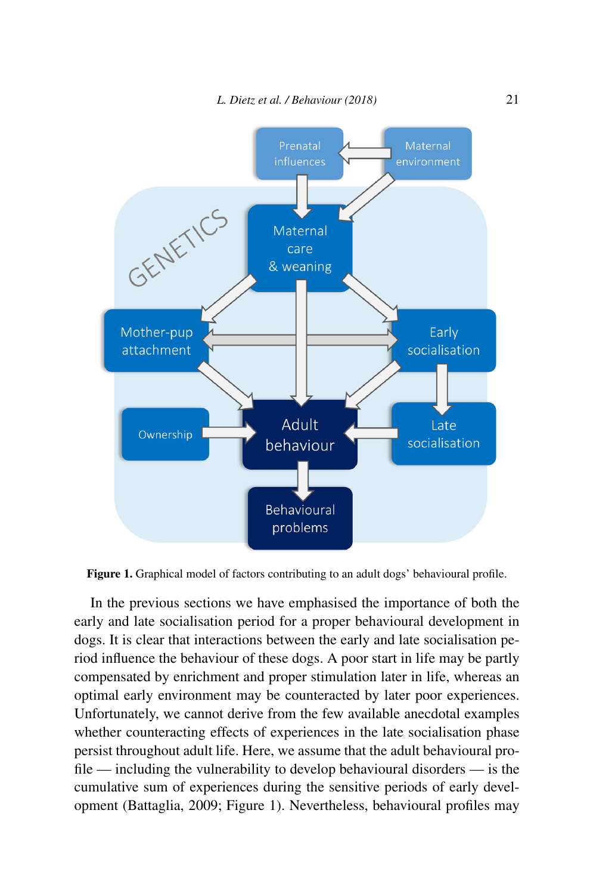**Figure 1.** Graphical model of factors contributing to an adult dogs' behavioural profile.

In the previous sections we have emphasised the importance of both the early and late socialisation period for a proper behavioural development in dogs. It is clear that interactions between the early and late socialisation period influence the behaviour of these dogs. A poor start in life may be partly compensated by enrichment and proper stimulation later in life, whereas an optimal early environment may be counteracted by later poor experiences. Unfortunately, we cannot derive from the few available anecdotal examples whether counteracting effects of experiences in the late socialisation phase persist throughout adult life. Here, we assume that the adult behavioural profile — including the vulnerability to develop behavioural disorders — is the cumulative sum of experiences during the sensitive periods of early development (Battaglia, 2009; Figure 1). Nevertheless, behavioural profiles may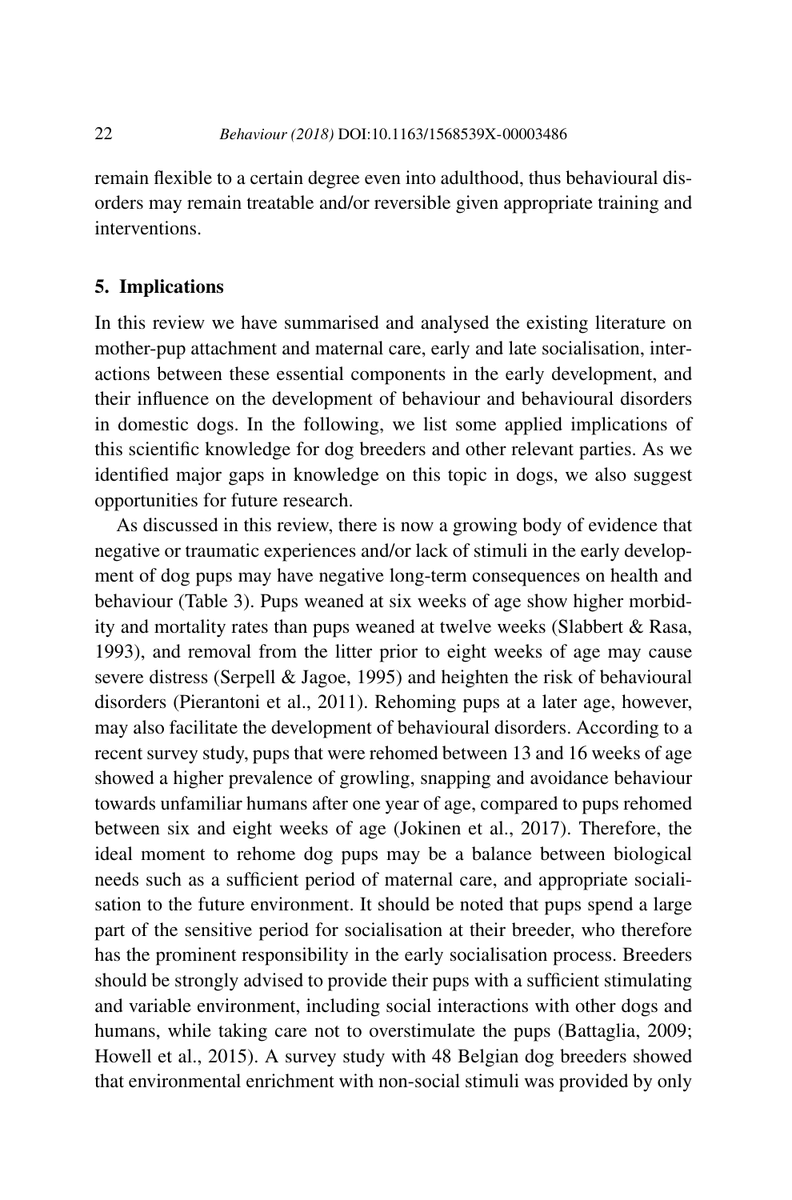remain flexible to a certain degree even into adulthood, thus behavioural disorders may remain treatable and/or reversible given appropriate training and interventions.

## 5. Implications

In this review we have summarised and analysed the existing literature on mother-pup attachment and maternal care, early and late socialisation, interactions between these essential components in the early development, and their influence on the development of behaviour and behavioural disorders in domestic dogs. In the following, we list some applied implications of this scientific knowledge for dog breeders and other relevant parties. As we identified major gaps in knowledge on this topic in dogs, we also suggest opportunities for future research.

As discussed in this review, there is now a growing body of evidence that negative or traumatic experiences and/or lack of stimuli in the early development of dog pups may have negative long-term consequences on health and behaviour (Table 3). Pups weaned at six weeks of age show higher morbidity and mortality rates than pups weaned at twelve weeks (Slabbert & Rasa, 1993), and removal from the litter prior to eight weeks of age may cause severe distress (Serpell & Jagoe, 1995) and heighten the risk of behavioural disorders (Pierantoni et al., 2011). Rehoming pups at a later age, however, may also facilitate the development of behavioural disorders. According to a recent survey study, pups that were rehomed between 13 and 16 weeks of age showed a higher prevalence of growling, snapping and avoidance behaviour towards unfamiliar humans after one year of age, compared to pups rehomed between six and eight weeks of age (Jokinen et al., 2017). Therefore, the ideal moment to rehome dog pups may be a balance between biological needs such as a sufficient period of maternal care, and appropriate socialisation to the future environment. It should be noted that pups spend a large part of the sensitive period for socialisation at their breeder, who therefore has the prominent responsibility in the early socialisation process. Breeders should be strongly advised to provide their pups with a sufficient stimulating and variable environment, including social interactions with other dogs and humans, while taking care not to overstimulate the pups (Battaglia, 2009; Howell et al., 2015). A survey study with 48 Belgian dog breeders showed that environmental enrichment with non-social stimuli was provided by only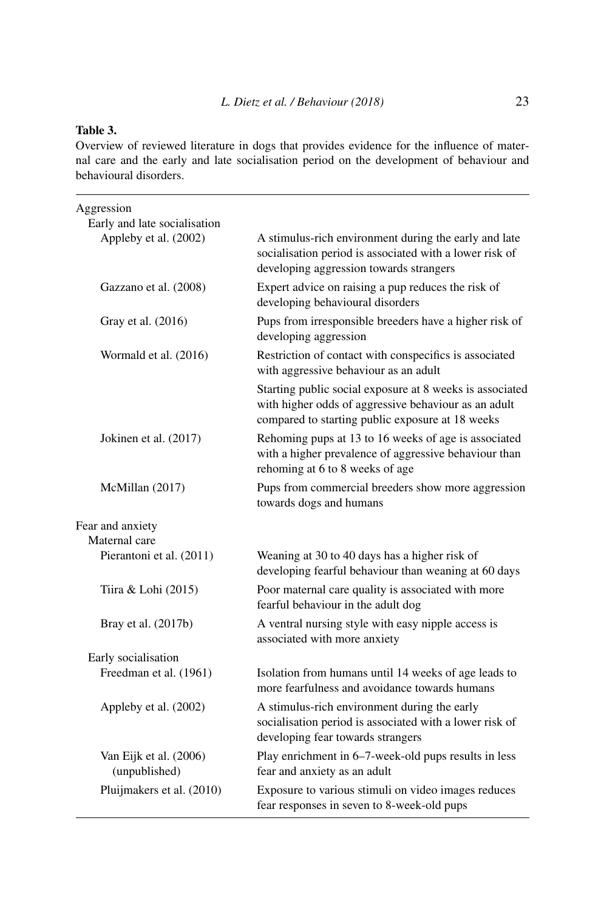**Table 3.**

Overview of reviewed literature in dogs that provides evidence for the influence of maternal care and the early and late socialisation period on the development of behaviour and behavioural disorders.

| | |
|---|---|
| Aggression | |
| Early and late socialisation | |
| Appleby et al. (2002) | A stimulus-rich environment during the early and late socialisation period is associated with a lower risk of developing aggression towards strangers |
| Gazzano et al. (2008) | Expert advice on raising a pup reduces the risk of developing behavioural disorders |
| Gray et al. (2016) | Pups from irresponsible breeders have a higher risk of developing aggression |
| Wormald et al. (2016) | Restriction of contact with conspecifics is associated with aggressive behaviour as an adult |
| | Starting public social exposure at 8 weeks is associated with higher odds of aggressive behaviour as an adult compared to starting public exposure at 18 weeks |
| Jokinen et al. (2017) | Rehoming pups at 13 to 16 weeks of age is associated with a higher prevalence of aggressive behaviour than rehoming at 6 to 8 weeks of age |
| McMillan (2017) | Pups from commercial breeders show more aggression towards dogs and humans |
| Fear and anxiety | |
| Maternal care | |
| Pierantoni et al. (2011) | Weaning at 30 to 40 days has a higher risk of developing fearful behaviour than weaning at 60 days |
| Tiira & Lohi (2015) | Poor maternal care quality is associated with more fearful behaviour in the adult dog |
| Bray et al. (2017b) | A ventral nursing style with easy nipple access is associated with more anxiety |
| Early socialisation | |
| Freedman et al. (1961) | Isolation from humans until 14 weeks of age leads to more fearfulness and avoidance towards humans |
| Appleby et al. (2002) | A stimulus-rich environment during the early socialisation period is associated with a lower risk of developing fear towards strangers |
| Van Eijk et al. (2006) (unpublished) | Play enrichment in 6–7-week-old pups results in less fear and anxiety as an adult |
| Pluijmakers et al. (2010) | Exposure to various stimuli on video images reduces fear responses in seven to 8-week-old pups |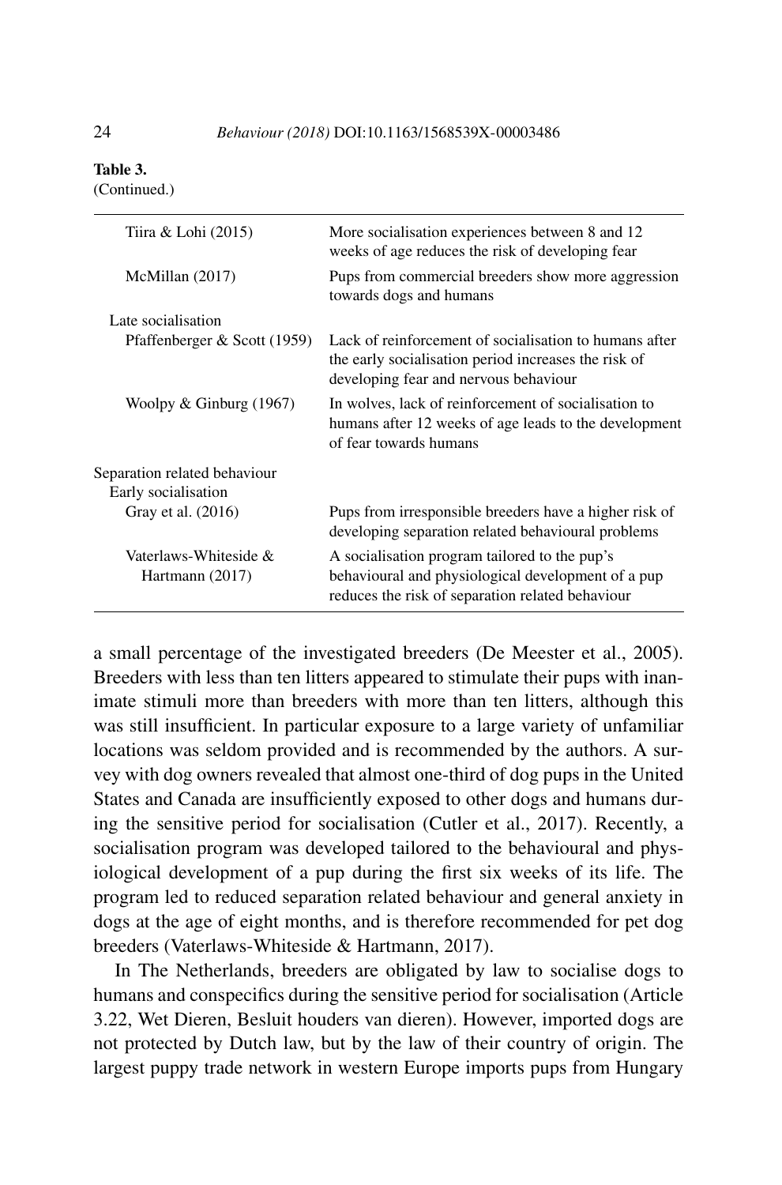**Table 3.**
(Continued.)

| | |
|---|---|
| Tiira & Lohi (2015) | More socialisation experiences between 8 and 12 weeks of age reduces the risk of developing fear |
| McMillan (2017) | Pups from commercial breeders show more aggression towards dogs and humans |
| Late socialisation | |
| Pfaffenberger & Scott (1959) | Lack of reinforcement of socialisation to humans after the early socialisation period increases the risk of developing fear and nervous behaviour |
| Woolpy & Ginburg (1967) | In wolves, lack of reinforcement of socialisation to humans after 12 weeks of age leads to the development of fear towards humans |
| Separation related behaviour | |
| Early socialisation | |
| Gray et al. (2016) | Pups from irresponsible breeders have a higher risk of developing separation related behavioural problems |
| Vaterlaws-Whiteside & Hartmann (2017) | A socialisation program tailored to the pup's behavioural and physiological development of a pup reduces the risk of separation related behaviour |

a small percentage of the investigated breeders (De Meester et al., 2005). Breeders with less than ten litters appeared to stimulate their pups with inanimate stimuli more than breeders with more than ten litters, although this was still insufficient. In particular exposure to a large variety of unfamiliar locations was seldom provided and is recommended by the authors. A survey with dog owners revealed that almost one-third of dog pups in the United States and Canada are insufficiently exposed to other dogs and humans during the sensitive period for socialisation (Cutler et al., 2017). Recently, a socialisation program was developed tailored to the behavioural and physiological development of a pup during the first six weeks of its life. The program led to reduced separation related behaviour and general anxiety in dogs at the age of eight months, and is therefore recommended for pet dog breeders (Vaterlaws-Whiteside & Hartmann, 2017).

In The Netherlands, breeders are obligated by law to socialise dogs to humans and conspecifics during the sensitive period for socialisation (Article 3.22, Wet Dieren, Besluit houders van dieren). However, imported dogs are not protected by Dutch law, but by the law of their country of origin. The largest puppy trade network in western Europe imports pups from Hungary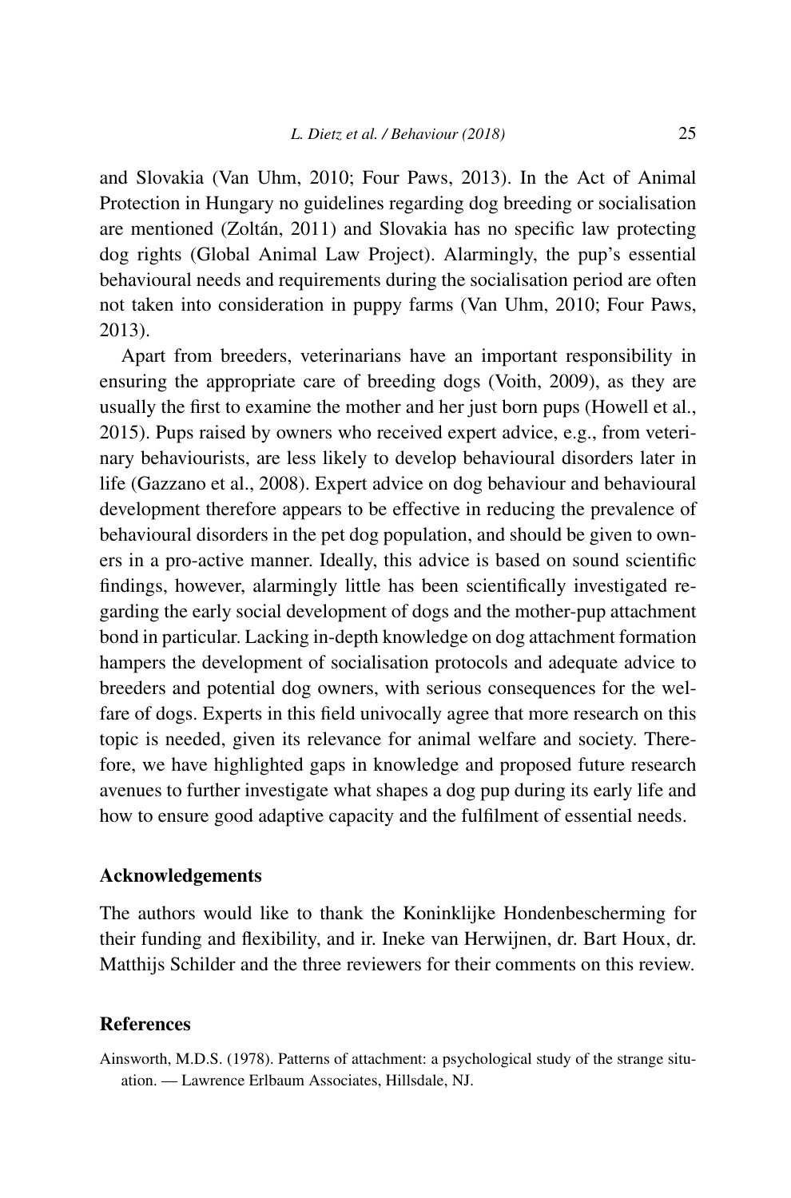and Slovakia (Van Uhm, 2010; Four Paws, 2013). In the Act of Animal Protection in Hungary no guidelines regarding dog breeding or socialisation are mentioned (Zoltán, 2011) and Slovakia has no specific law protecting dog rights (Global Animal Law Project). Alarmingly, the pup's essential behavioural needs and requirements during the socialisation period are often not taken into consideration in puppy farms (Van Uhm, 2010; Four Paws, 2013).

Apart from breeders, veterinarians have an important responsibility in ensuring the appropriate care of breeding dogs (Voith, 2009), as they are usually the first to examine the mother and her just born pups (Howell et al., 2015). Pups raised by owners who received expert advice, e.g., from veterinary behaviourists, are less likely to develop behavioural disorders later in life (Gazzano et al., 2008). Expert advice on dog behaviour and behavioural development therefore appears to be effective in reducing the prevalence of behavioural disorders in the pet dog population, and should be given to owners in a pro-active manner. Ideally, this advice is based on sound scientific findings, however, alarmingly little has been scientifically investigated regarding the early social development of dogs and the mother-pup attachment bond in particular. Lacking in-depth knowledge on dog attachment formation hampers the development of socialisation protocols and adequate advice to breeders and potential dog owners, with serious consequences for the welfare of dogs. Experts in this field univocally agree that more research on this topic is needed, given its relevance for animal welfare and society. Therefore, we have highlighted gaps in knowledge and proposed future research avenues to further investigate what shapes a dog pup during its early life and how to ensure good adaptive capacity and the fulfilment of essential needs.

## Acknowledgements

The authors would like to thank the Koninklijke Hondenbescherming for their funding and flexibility, and ir. Ineke van Herwijnen, dr. Bart Houx, dr. Matthijs Schilder and the three reviewers for their comments on this review.

## References

Ainsworth, M.D.S. (1978). Patterns of attachment: a psychological study of the strange situation. — Lawrence Erlbaum Associates, Hillsdale, NJ.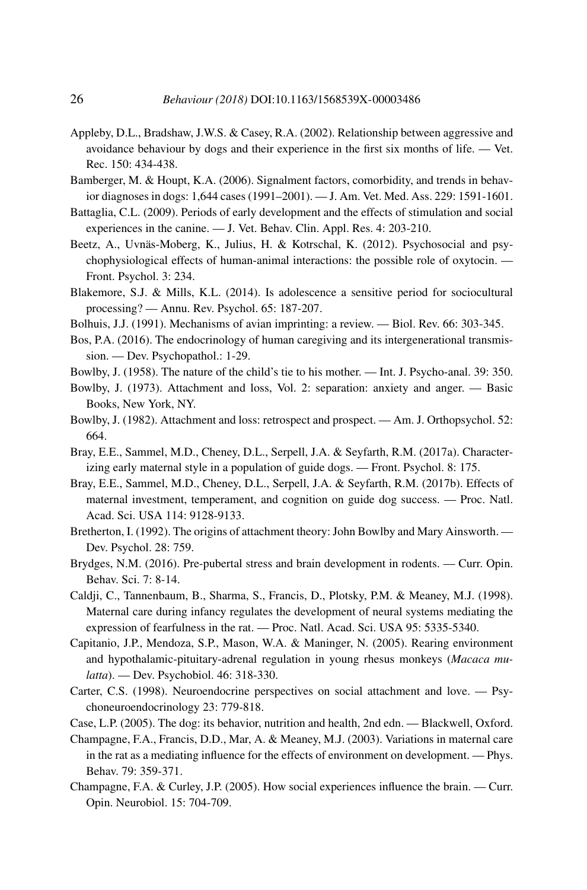Appleby, D.L., Bradshaw, J.W.S. & Casey, R.A. (2002). Relationship between aggressive and avoidance behaviour by dogs and their experience in the first six months of life. — Vet. Rec. 150: 434-438.

Bamberger, M. & Houpt, K.A. (2006). Signalment factors, comorbidity, and trends in behavior diagnoses in dogs: 1,644 cases (1991–2001). — J. Am. Vet. Med. Ass. 229: 1591-1601.

Battaglia, C.L. (2009). Periods of early development and the effects of stimulation and social experiences in the canine. — J. Vet. Behav. Clin. Appl. Res. 4: 203-210.

Beetz, A., Uvnäs-Moberg, K., Julius, H. & Kotrschal, K. (2012). Psychosocial and psychophysiological effects of human-animal interactions: the possible role of oxytocin. — Front. Psychol. 3: 234.

Blakemore, S.J. & Mills, K.L. (2014). Is adolescence a sensitive period for sociocultural processing? — Annu. Rev. Psychol. 65: 187-207.

Bolhuis, J.J. (1991). Mechanisms of avian imprinting: a review. — Biol. Rev. 66: 303-345.

Bos, P.A. (2016). The endocrinology of human caregiving and its intergenerational transmission. — Dev. Psychopathol.: 1-29.

Bowlby, J. (1958). The nature of the child's tie to his mother. — Int. J. Psycho-anal. 39: 350.

Bowlby, J. (1973). Attachment and loss, Vol. 2: separation: anxiety and anger. — Basic Books, New York, NY.

Bowlby, J. (1982). Attachment and loss: retrospect and prospect. — Am. J. Orthopsychol. 52: 664.

Bray, E.E., Sammel, M.D., Cheney, D.L., Serpell, J.A. & Seyfarth, R.M. (2017a). Characterizing early maternal style in a population of guide dogs. — Front. Psychol. 8: 175.

Bray, E.E., Sammel, M.D., Cheney, D.L., Serpell, J.A. & Seyfarth, R.M. (2017b). Effects of maternal investment, temperament, and cognition on guide dog success. — Proc. Natl. Acad. Sci. USA 114: 9128-9133.

Bretherton, I. (1992). The origins of attachment theory: John Bowlby and Mary Ainsworth. — Dev. Psychol. 28: 759.

Brydges, N.M. (2016). Pre-pubertal stress and brain development in rodents. — Curr. Opin. Behav. Sci. 7: 8-14.

Caldji, C., Tannenbaum, B., Sharma, S., Francis, D., Plotsky, P.M. & Meaney, M.J. (1998). Maternal care during infancy regulates the development of neural systems mediating the expression of fearfulness in the rat. — Proc. Natl. Acad. Sci. USA 95: 5335-5340.

Capitanio, J.P., Mendoza, S.P., Mason, W.A. & Maninger, N. (2005). Rearing environment and hypothalamic-pituitary-adrenal regulation in young rhesus monkeys (*Macaca mulatta*). — Dev. Psychobiol. 46: 318-330.

Carter, C.S. (1998). Neuroendocrine perspectives on social attachment and love. — Psychoneuroendocrinology 23: 779-818.

Case, L.P. (2005). The dog: its behavior, nutrition and health, 2nd edn. — Blackwell, Oxford.

Champagne, F.A., Francis, D.D., Mar, A. & Meaney, M.J. (2003). Variations in maternal care in the rat as a mediating influence for the effects of environment on development. — Phys. Behav. 79: 359-371.

Champagne, F.A. & Curley, J.P. (2005). How social experiences influence the brain. — Curr. Opin. Neurobiol. 15: 704-709.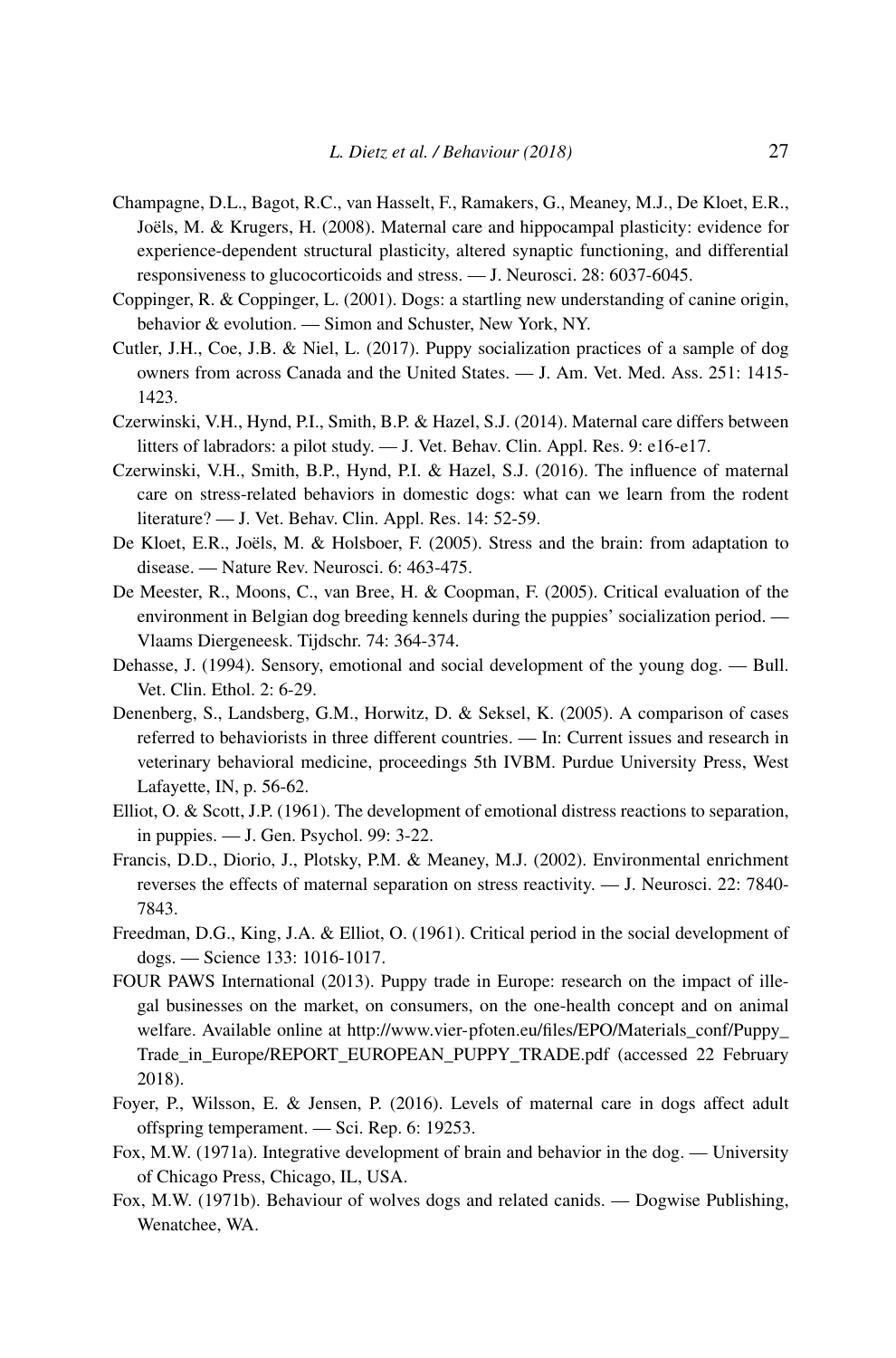Champagne, D.L., Bagot, R.C., van Hasselt, F., Ramakers, G., Meaney, M.J., De Kloet, E.R., Joëls, M. & Krugers, H. (2008). Maternal care and hippocampal plasticity: evidence for experience-dependent structural plasticity, altered synaptic functioning, and differential responsiveness to glucocorticoids and stress. — J. Neurosci. 28: 6037-6045.

Coppinger, R. & Coppinger, L. (2001). Dogs: a startling new understanding of canine origin, behavior & evolution. — Simon and Schuster, New York, NY.

Cutler, J.H., Coe, J.B. & Niel, L. (2017). Puppy socialization practices of a sample of dog owners from across Canada and the United States. — J. Am. Vet. Med. Ass. 251: 1415-1423.

Czerwinski, V.H., Hynd, P.I., Smith, B.P. & Hazel, S.J. (2014). Maternal care differs between litters of labradors: a pilot study. — J. Vet. Behav. Clin. Appl. Res. 9: e16-e17.

Czerwinski, V.H., Smith, B.P., Hynd, P.I. & Hazel, S.J. (2016). The influence of maternal care on stress-related behaviors in domestic dogs: what can we learn from the rodent literature? — J. Vet. Behav. Clin. Appl. Res. 14: 52-59.

De Kloet, E.R., Joëls, M. & Holsboer, F. (2005). Stress and the brain: from adaptation to disease. — Nature Rev. Neurosci. 6: 463-475.

De Meester, R., Moons, C., van Bree, H. & Coopman, F. (2005). Critical evaluation of the environment in Belgian dog breeding kennels during the puppies' socialization period. — Vlaams Diergeneesk. Tijdschr. 74: 364-374.

Dehasse, J. (1994). Sensory, emotional and social development of the young dog. — Bull. Vet. Clin. Ethol. 2: 6-29.

Denenberg, S., Landsberg, G.M., Horwitz, D. & Seksel, K. (2005). A comparison of cases referred to behaviorists in three different countries. — In: Current issues and research in veterinary behavioral medicine, proceedings 5th IVBM. Purdue University Press, West Lafayette, IN, p. 56-62.

Elliot, O. & Scott, J.P. (1961). The development of emotional distress reactions to separation, in puppies. — J. Gen. Psychol. 99: 3-22.

Francis, D.D., Diorio, J., Plotsky, P.M. & Meaney, M.J. (2002). Environmental enrichment reverses the effects of maternal separation on stress reactivity. — J. Neurosci. 22: 7840-7843.

Freedman, D.G., King, J.A. & Elliot, O. (1961). Critical period in the social development of dogs. — Science 133: 1016-1017.

FOUR PAWS International (2013). Puppy trade in Europe: research on the impact of illegal businesses on the market, on consumers, on the one-health concept and on animal welfare. Available online at http://www.vier-pfoten.eu/files/EPO/Materials_conf/Puppy_Trade_in_Europe/REPORT_EUROPEAN_PUPPY_TRADE.pdf (accessed 22 February 2018).

Foyer, P., Wilsson, E. & Jensen, P. (2016). Levels of maternal care in dogs affect adult offspring temperament. — Sci. Rep. 6: 19253.

Fox, M.W. (1971a). Integrative development of brain and behavior in the dog. — University of Chicago Press, Chicago, IL, USA.

Fox, M.W. (1971b). Behaviour of wolves dogs and related canids. — Dogwise Publishing, Wenatchee, WA.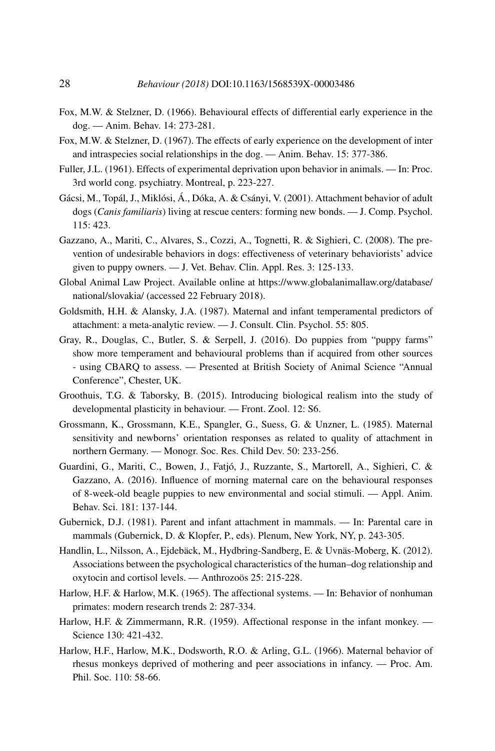Fox, M.W. & Stelzner, D. (1966). Behavioural effects of differential early experience in the dog. — Anim. Behav. 14: 273-281.

Fox, M.W. & Stelzner, D. (1967). The effects of early experience on the development of inter and intraspecies social relationships in the dog. — Anim. Behav. 15: 377-386.

Fuller, J.L. (1961). Effects of experimental deprivation upon behavior in animals. — In: Proc. 3rd world cong. psychiatry. Montreal, p. 223-227.

Gácsi, M., Topál, J., Miklósi, Á., Dóka, A. & Csányi, V. (2001). Attachment behavior of adult dogs (*Canis familiaris*) living at rescue centers: forming new bonds. — J. Comp. Psychol. 115: 423.

Gazzano, A., Mariti, C., Alvares, S., Cozzi, A., Tognetti, R. & Sighieri, C. (2008). The prevention of undesirable behaviors in dogs: effectiveness of veterinary behaviorists' advice given to puppy owners. — J. Vet. Behav. Clin. Appl. Res. 3: 125-133.

Global Animal Law Project. Available online at https://www.globalanimallaw.org/database/national/slovakia/ (accessed 22 February 2018).

Goldsmith, H.H. & Alansky, J.A. (1987). Maternal and infant temperamental predictors of attachment: a meta-analytic review. — J. Consult. Clin. Psychol. 55: 805.

Gray, R., Douglas, C., Butler, S. & Serpell, J. (2016). Do puppies from "puppy farms" show more temperament and behavioural problems than if acquired from other sources - using CBARQ to assess. — Presented at British Society of Animal Science "Annual Conference", Chester, UK.

Groothuis, T.G. & Taborsky, B. (2015). Introducing biological realism into the study of developmental plasticity in behaviour. — Front. Zool. 12: S6.

Grossmann, K., Grossmann, K.E., Spangler, G., Suess, G. & Unzner, L. (1985). Maternal sensitivity and newborns' orientation responses as related to quality of attachment in northern Germany. — Monogr. Soc. Res. Child Dev. 50: 233-256.

Guardini, G., Mariti, C., Bowen, J., Fatjó, J., Ruzzante, S., Martorell, A., Sighieri, C. & Gazzano, A. (2016). Influence of morning maternal care on the behavioural responses of 8-week-old beagle puppies to new environmental and social stimuli. — Appl. Anim. Behav. Sci. 181: 137-144.

Gubernick, D.J. (1981). Parent and infant attachment in mammals. — In: Parental care in mammals (Gubernick, D. & Klopfer, P., eds). Plenum, New York, NY, p. 243-305.

Handlin, L., Nilsson, A., Ejdebäck, M., Hydbring-Sandberg, E. & Uvnäs-Moberg, K. (2012). Associations between the psychological characteristics of the human–dog relationship and oxytocin and cortisol levels. — Anthrozoös 25: 215-228.

Harlow, H.F. & Harlow, M.K. (1965). The affectional systems. — In: Behavior of nonhuman primates: modern research trends 2: 287-334.

Harlow, H.F. & Zimmermann, R.R. (1959). Affectional response in the infant monkey. — Science 130: 421-432.

Harlow, H.F., Harlow, M.K., Dodsworth, R.O. & Arling, G.L. (1966). Maternal behavior of rhesus monkeys deprived of mothering and peer associations in infancy. — Proc. Am. Phil. Soc. 110: 58-66.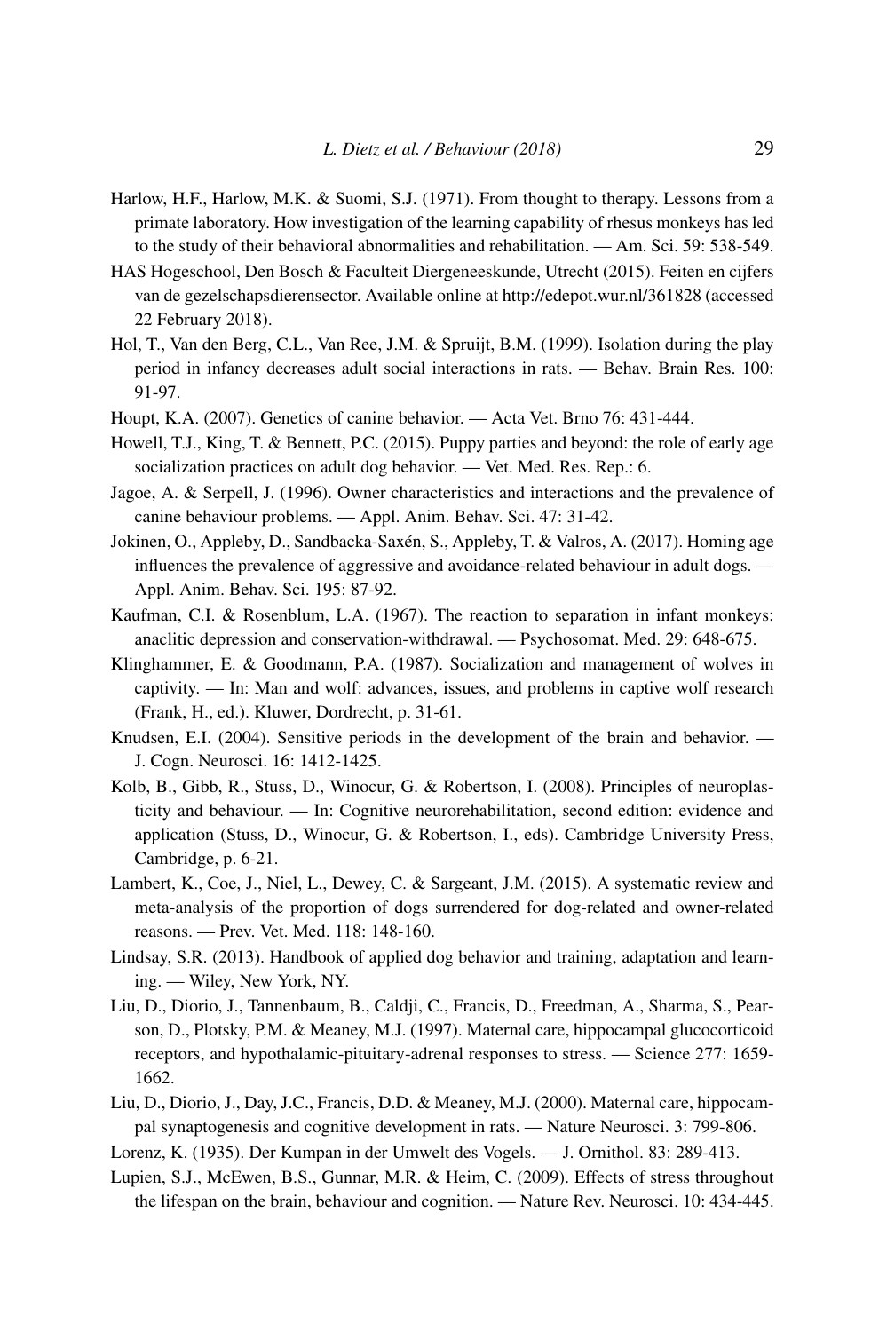Harlow, H.F., Harlow, M.K. & Suomi, S.J. (1971). From thought to therapy. Lessons from a primate laboratory. How investigation of the learning capability of rhesus monkeys has led to the study of their behavioral abnormalities and rehabilitation. — Am. Sci. 59: 538-549.

HAS Hogeschool, Den Bosch & Faculteit Diergeneeskunde, Utrecht (2015). Feiten en cijfers van de gezelschapsdierensector. Available online at http://edepot.wur.nl/361828 (accessed 22 February 2018).

Hol, T., Van den Berg, C.L., Van Ree, J.M. & Spruijt, B.M. (1999). Isolation during the play period in infancy decreases adult social interactions in rats. — Behav. Brain Res. 100: 91-97.

Houpt, K.A. (2007). Genetics of canine behavior. — Acta Vet. Brno 76: 431-444.

Howell, T.J., King, T. & Bennett, P.C. (2015). Puppy parties and beyond: the role of early age socialization practices on adult dog behavior. — Vet. Med. Res. Rep.: 6.

Jagoe, A. & Serpell, J. (1996). Owner characteristics and interactions and the prevalence of canine behaviour problems. — Appl. Anim. Behav. Sci. 47: 31-42.

Jokinen, O., Appleby, D., Sandbacka-Saxén, S., Appleby, T. & Valros, A. (2017). Homing age influences the prevalence of aggressive and avoidance-related behaviour in adult dogs. — Appl. Anim. Behav. Sci. 195: 87-92.

Kaufman, C.I. & Rosenblum, L.A. (1967). The reaction to separation in infant monkeys: anaclitic depression and conservation-withdrawal. — Psychosomat. Med. 29: 648-675.

Klinghammer, E. & Goodmann, P.A. (1987). Socialization and management of wolves in captivity. — In: Man and wolf: advances, issues, and problems in captive wolf research (Frank, H., ed.). Kluwer, Dordrecht, p. 31-61.

Knudsen, E.I. (2004). Sensitive periods in the development of the brain and behavior. — J. Cogn. Neurosci. 16: 1412-1425.

Kolb, B., Gibb, R., Stuss, D., Winocur, G. & Robertson, I. (2008). Principles of neuroplasticity and behaviour. — In: Cognitive neurorehabilitation, second edition: evidence and application (Stuss, D., Winocur, G. & Robertson, I., eds). Cambridge University Press, Cambridge, p. 6-21.

Lambert, K., Coe, J., Niel, L., Dewey, C. & Sargeant, J.M. (2015). A systematic review and meta-analysis of the proportion of dogs surrendered for dog-related and owner-related reasons. — Prev. Vet. Med. 118: 148-160.

Lindsay, S.R. (2013). Handbook of applied dog behavior and training, adaptation and learning. — Wiley, New York, NY.

Liu, D., Diorio, J., Tannenbaum, B., Caldji, C., Francis, D., Freedman, A., Sharma, S., Pearson, D., Plotsky, P.M. & Meaney, M.J. (1997). Maternal care, hippocampal glucocorticoid receptors, and hypothalamic-pituitary-adrenal responses to stress. — Science 277: 1659-1662.

Liu, D., Diorio, J., Day, J.C., Francis, D.D. & Meaney, M.J. (2000). Maternal care, hippocampal synaptogenesis and cognitive development in rats. — Nature Neurosci. 3: 799-806.

Lorenz, K. (1935). Der Kumpan in der Umwelt des Vogels. — J. Ornithol. 83: 289-413.

Lupien, S.J., McEwen, B.S., Gunnar, M.R. & Heim, C. (2009). Effects of stress throughout the lifespan on the brain, behaviour and cognition. — Nature Rev. Neurosci. 10: 434-445.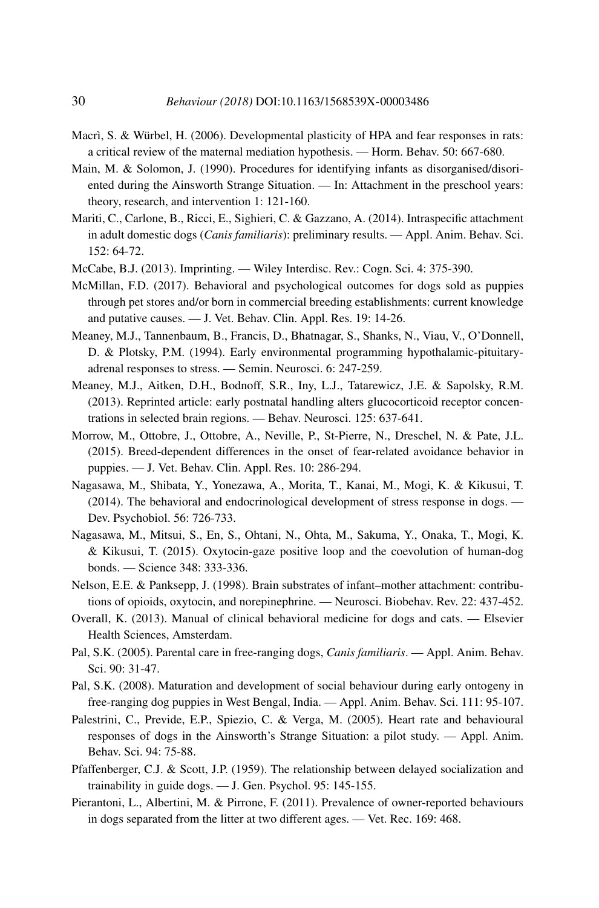Macrì, S. & Würbel, H. (2006). Developmental plasticity of HPA and fear responses in rats: a critical review of the maternal mediation hypothesis. — Horm. Behav. 50: 667-680.

Main, M. & Solomon, J. (1990). Procedures for identifying infants as disorganised/disoriented during the Ainsworth Strange Situation. — In: Attachment in the preschool years: theory, research, and intervention 1: 121-160.

Mariti, C., Carlone, B., Ricci, E., Sighieri, C. & Gazzano, A. (2014). Intraspecific attachment in adult domestic dogs (*Canis familiaris*): preliminary results. — Appl. Anim. Behav. Sci. 152: 64-72.

McCabe, B.J. (2013). Imprinting. — Wiley Interdisc. Rev.: Cogn. Sci. 4: 375-390.

McMillan, F.D. (2017). Behavioral and psychological outcomes for dogs sold as puppies through pet stores and/or born in commercial breeding establishments: current knowledge and putative causes. — J. Vet. Behav. Clin. Appl. Res. 19: 14-26.

Meaney, M.J., Tannenbaum, B., Francis, D., Bhatnagar, S., Shanks, N., Viau, V., O'Donnell, D. & Plotsky, P.M. (1994). Early environmental programming hypothalamic-pituitary-adrenal responses to stress. — Semin. Neurosci. 6: 247-259.

Meaney, M.J., Aitken, D.H., Bodnoff, S.R., Iny, L.J., Tatarewicz, J.E. & Sapolsky, R.M. (2013). Reprinted article: early postnatal handling alters glucocorticoid receptor concentrations in selected brain regions. — Behav. Neurosci. 125: 637-641.

Morrow, M., Ottobre, J., Ottobre, A., Neville, P., St-Pierre, N., Dreschel, N. & Pate, J.L. (2015). Breed-dependent differences in the onset of fear-related avoidance behavior in puppies. — J. Vet. Behav. Clin. Appl. Res. 10: 286-294.

Nagasawa, M., Shibata, Y., Yonezawa, A., Morita, T., Kanai, M., Mogi, K. & Kikusui, T. (2014). The behavioral and endocrinological development of stress response in dogs. — Dev. Psychobiol. 56: 726-733.

Nagasawa, M., Mitsui, S., En, S., Ohtani, N., Ohta, M., Sakuma, Y., Onaka, T., Mogi, K. & Kikusui, T. (2015). Oxytocin-gaze positive loop and the coevolution of human-dog bonds. — Science 348: 333-336.

Nelson, E.E. & Panksepp, J. (1998). Brain substrates of infant–mother attachment: contributions of opioids, oxytocin, and norepinephrine. — Neurosci. Biobehav. Rev. 22: 437-452.

Overall, K. (2013). Manual of clinical behavioral medicine for dogs and cats. — Elsevier Health Sciences, Amsterdam.

Pal, S.K. (2005). Parental care in free-ranging dogs, *Canis familiaris*. — Appl. Anim. Behav. Sci. 90: 31-47.

Pal, S.K. (2008). Maturation and development of social behaviour during early ontogeny in free-ranging dog puppies in West Bengal, India. — Appl. Anim. Behav. Sci. 111: 95-107.

Palestrini, C., Previde, E.P., Spiezio, C. & Verga, M. (2005). Heart rate and behavioural responses of dogs in the Ainsworth's Strange Situation: a pilot study. — Appl. Anim. Behav. Sci. 94: 75-88.

Pfaffenberger, C.J. & Scott, J.P. (1959). The relationship between delayed socialization and trainability in guide dogs. — J. Gen. Psychol. 95: 145-155.

Pierantoni, L., Albertini, M. & Pirrone, F. (2011). Prevalence of owner-reported behaviours in dogs separated from the litter at two different ages. — Vet. Rec. 169: 468.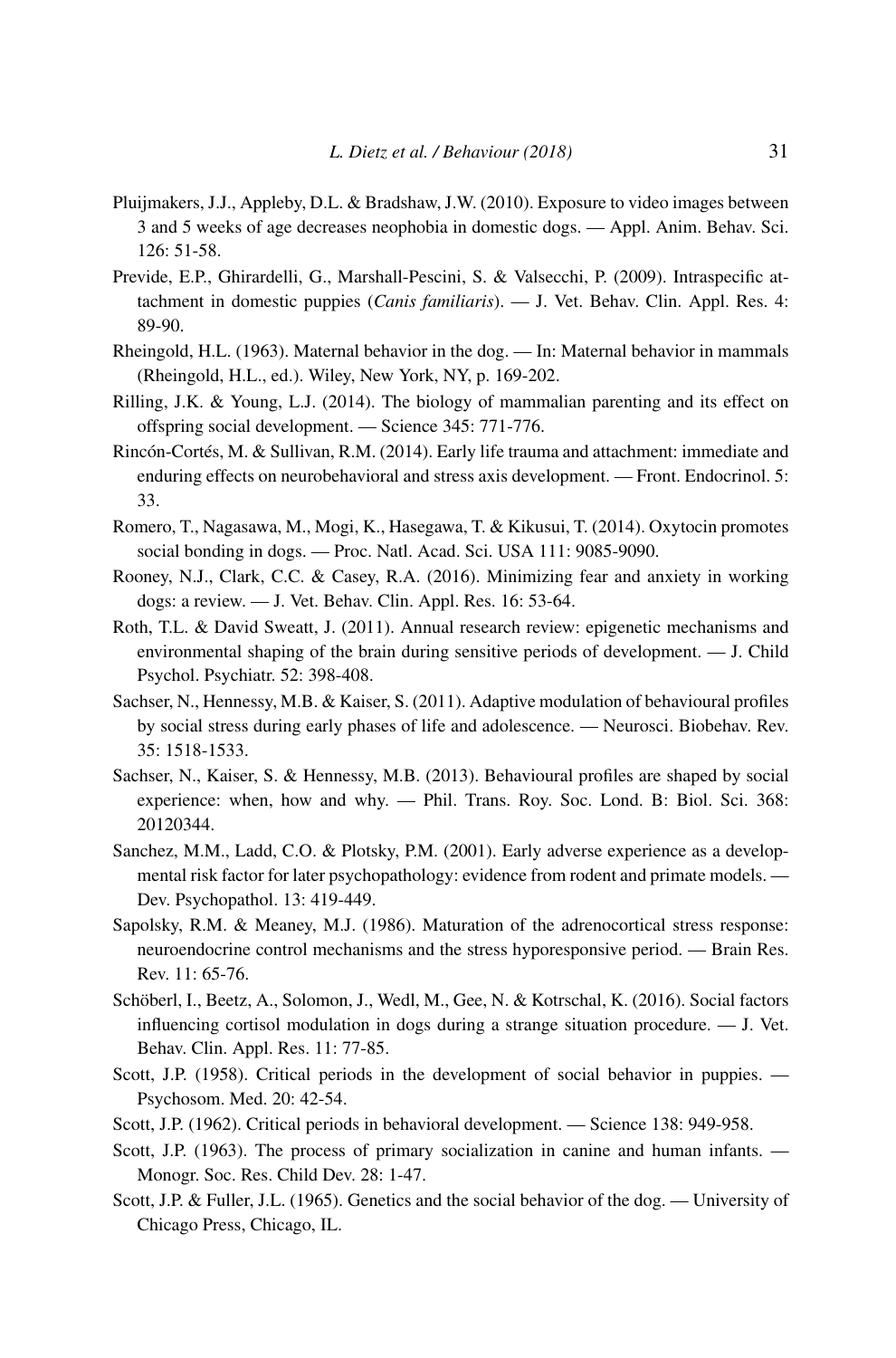Pluijmakers, J.J., Appleby, D.L. & Bradshaw, J.W. (2010). Exposure to video images between 3 and 5 weeks of age decreases neophobia in domestic dogs. — Appl. Anim. Behav. Sci. 126: 51-58.

Previde, E.P., Ghirardelli, G., Marshall-Pescini, S. & Valsecchi, P. (2009). Intraspecific attachment in domestic puppies (*Canis familiaris*). — J. Vet. Behav. Clin. Appl. Res. 4: 89-90.

Rheingold, H.L. (1963). Maternal behavior in the dog. — In: Maternal behavior in mammals (Rheingold, H.L., ed.). Wiley, New York, NY, p. 169-202.

Rilling, J.K. & Young, L.J. (2014). The biology of mammalian parenting and its effect on offspring social development. — Science 345: 771-776.

Rincón-Cortés, M. & Sullivan, R.M. (2014). Early life trauma and attachment: immediate and enduring effects on neurobehavioral and stress axis development. — Front. Endocrinol. 5: 33.

Romero, T., Nagasawa, M., Mogi, K., Hasegawa, T. & Kikusui, T. (2014). Oxytocin promotes social bonding in dogs. — Proc. Natl. Acad. Sci. USA 111: 9085-9090.

Rooney, N.J., Clark, C.C. & Casey, R.A. (2016). Minimizing fear and anxiety in working dogs: a review. — J. Vet. Behav. Clin. Appl. Res. 16: 53-64.

Roth, T.L. & David Sweatt, J. (2011). Annual research review: epigenetic mechanisms and environmental shaping of the brain during sensitive periods of development. — J. Child Psychol. Psychiatr. 52: 398-408.

Sachser, N., Hennessy, M.B. & Kaiser, S. (2011). Adaptive modulation of behavioural profiles by social stress during early phases of life and adolescence. — Neurosci. Biobehav. Rev. 35: 1518-1533.

Sachser, N., Kaiser, S. & Hennessy, M.B. (2013). Behavioural profiles are shaped by social experience: when, how and why. — Phil. Trans. Roy. Soc. Lond. B: Biol. Sci. 368: 20120344.

Sanchez, M.M., Ladd, C.O. & Plotsky, P.M. (2001). Early adverse experience as a developmental risk factor for later psychopathology: evidence from rodent and primate models. — Dev. Psychopathol. 13: 419-449.

Sapolsky, R.M. & Meaney, M.J. (1986). Maturation of the adrenocortical stress response: neuroendocrine control mechanisms and the stress hyporesponsive period. — Brain Res. Rev. 11: 65-76.

Schöberl, I., Beetz, A., Solomon, J., Wedl, M., Gee, N. & Kotrschal, K. (2016). Social factors influencing cortisol modulation in dogs during a strange situation procedure. — J. Vet. Behav. Clin. Appl. Res. 11: 77-85.

Scott, J.P. (1958). Critical periods in the development of social behavior in puppies. — Psychosom. Med. 20: 42-54.

Scott, J.P. (1962). Critical periods in behavioral development. — Science 138: 949-958.

Scott, J.P. (1963). The process of primary socialization in canine and human infants. — Monogr. Soc. Res. Child Dev. 28: 1-47.

Scott, J.P. & Fuller, J.L. (1965). Genetics and the social behavior of the dog. — University of Chicago Press, Chicago, IL.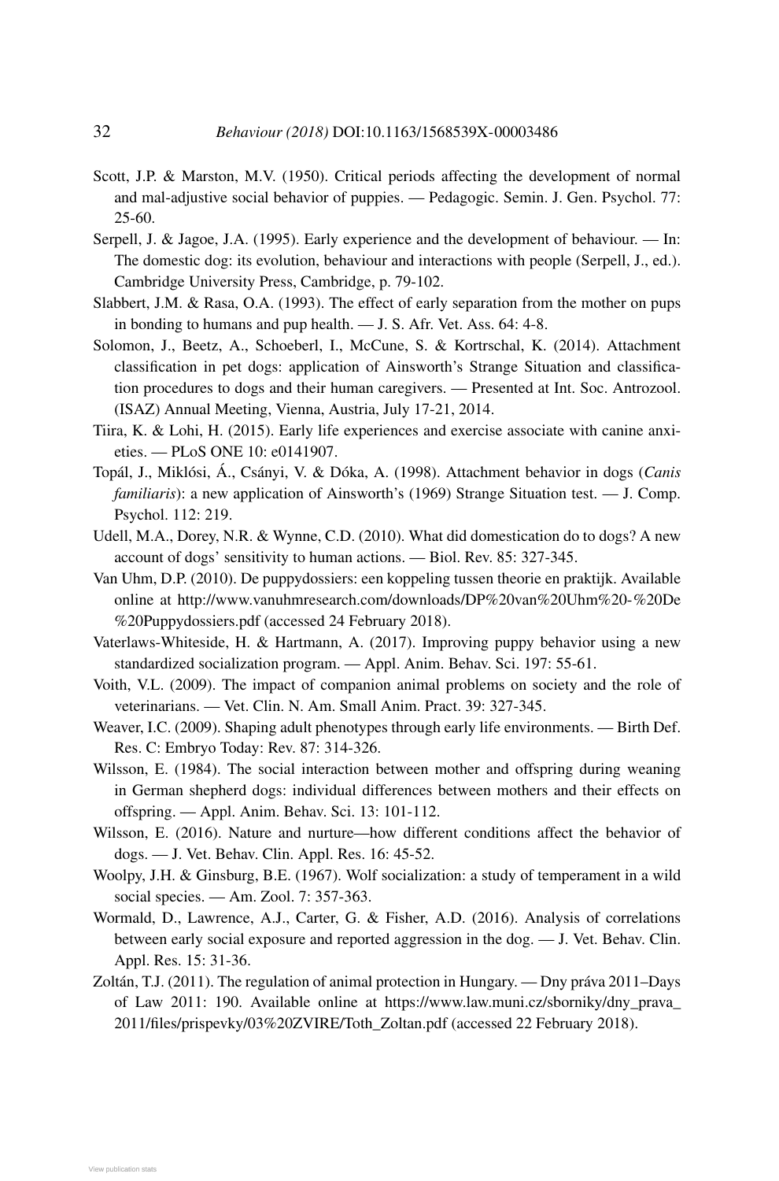Scott, J.P. & Marston, M.V. (1950). Critical periods affecting the development of normal and mal-adjustive social behavior of puppies. — Pedagogic. Semin. J. Gen. Psychol. 77: 25-60.

Serpell, J. & Jagoe, J.A. (1995). Early experience and the development of behaviour. — In: The domestic dog: its evolution, behaviour and interactions with people (Serpell, J., ed.). Cambridge University Press, Cambridge, p. 79-102.

Slabbert, J.M. & Rasa, O.A. (1993). The effect of early separation from the mother on pups in bonding to humans and pup health. — J. S. Afr. Vet. Ass. 64: 4-8.

Solomon, J., Beetz, A., Schoeberl, I., McCune, S. & Kortrschal, K. (2014). Attachment classification in pet dogs: application of Ainsworth's Strange Situation and classification procedures to dogs and their human caregivers. — Presented at Int. Soc. Antrozool. (ISAZ) Annual Meeting, Vienna, Austria, July 17-21, 2014.

Tiira, K. & Lohi, H. (2015). Early life experiences and exercise associate with canine anxieties. — PLoS ONE 10: e0141907.

Topál, J., Miklósi, Á., Csányi, V. & Dóka, A. (1998). Attachment behavior in dogs (*Canis familiaris*): a new application of Ainsworth's (1969) Strange Situation test. — J. Comp. Psychol. 112: 219.

Udell, M.A., Dorey, N.R. & Wynne, C.D. (2010). What did domestication do to dogs? A new account of dogs' sensitivity to human actions. — Biol. Rev. 85: 327-345.

Van Uhm, D.P. (2010). De puppydossiers: een koppeling tussen theorie en praktijk. Available online at http://www.vanuhmresearch.com/downloads/DP%20van%20Uhm%20-%20De%20Puppydossiers.pdf (accessed 24 February 2018).

Vaterlaws-Whiteside, H. & Hartmann, A. (2017). Improving puppy behavior using a new standardized socialization program. — Appl. Anim. Behav. Sci. 197: 55-61.

Voith, V.L. (2009). The impact of companion animal problems on society and the role of veterinarians. — Vet. Clin. N. Am. Small Anim. Pract. 39: 327-345.

Weaver, I.C. (2009). Shaping adult phenotypes through early life environments. — Birth Def. Res. C: Embryo Today: Rev. 87: 314-326.

Wilsson, E. (1984). The social interaction between mother and offspring during weaning in German shepherd dogs: individual differences between mothers and their effects on offspring. — Appl. Anim. Behav. Sci. 13: 101-112.

Wilsson, E. (2016). Nature and nurture—how different conditions affect the behavior of dogs. — J. Vet. Behav. Clin. Appl. Res. 16: 45-52.

Woolpy, J.H. & Ginsburg, B.E. (1967). Wolf socialization: a study of temperament in a wild social species. — Am. Zool. 7: 357-363.

Wormald, D., Lawrence, A.J., Carter, G. & Fisher, A.D. (2016). Analysis of correlations between early social exposure and reported aggression in the dog. — J. Vet. Behav. Clin. Appl. Res. 15: 31-36.

Zoltán, T.J. (2011). The regulation of animal protection in Hungary. — Dny práva 2011–Days of Law 2011: 190. Available online at https://www.law.muni.cz/sborniky/dny_prava_2011/files/prispevky/03%20ZVIRE/Toth_Zoltan.pdf (accessed 22 February 2018).